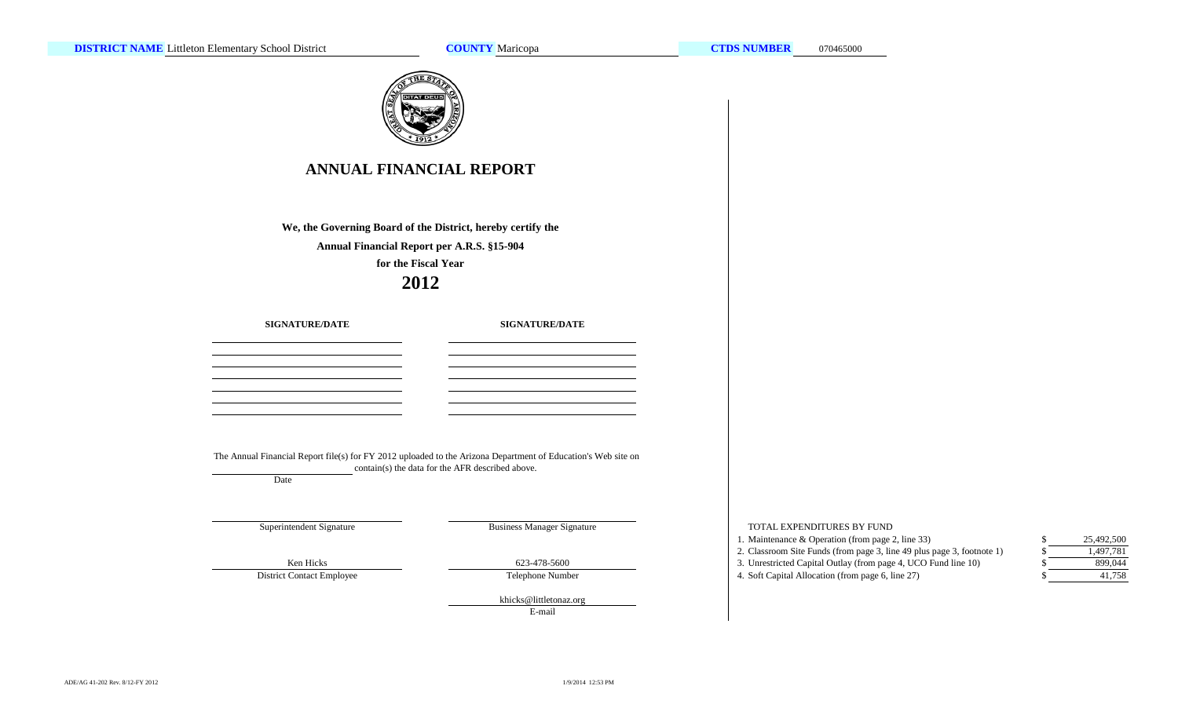**DISTRICT NAME** Littleton Elementary School District **COUNTY** Maricopa **CTDS NUMBER** 070465000

# ANNUAL FINANCIAL REPORT

**We, the Governing Board of the District, hereby certify the**

**Annual Financial Report per A.R.S. §15-904**

**for the Fiscal Year**

## 2012

| SIGNATURE/DATE | SIGNATURE/DATE |
| --- | --- |
| | |
| | |
| | |
| | |
| | |
| | |

The Annual Financial Report file(s) for FY 2012 uploaded to the Arizona Department of Education's Web site on ________ contain(s) the data for the AFR described above.

Date

Superintendent Signature

Business Manager Signature

Ken Hicks
District Contact Employee

623-478-5600
Telephone Number

khicks@littletonaz.org
E-mail

TOTAL EXPENDITURES BY FUND

| | | |
| --- | --- | --- |
| 1. Maintenance & Operation (from page 2, line 33) | $ | 25,492,500 |
| 2. Classroom Site Funds (from page 3, line 49 plus page 3, footnote 1) | $ | 1,497,781 |
| 3. Unrestricted Capital Outlay (from page 4, UCO Fund line 10) | $ | 899,044 |
| 4. Soft Capital Allocation (from page 6, line 27) | $ | 41,758 |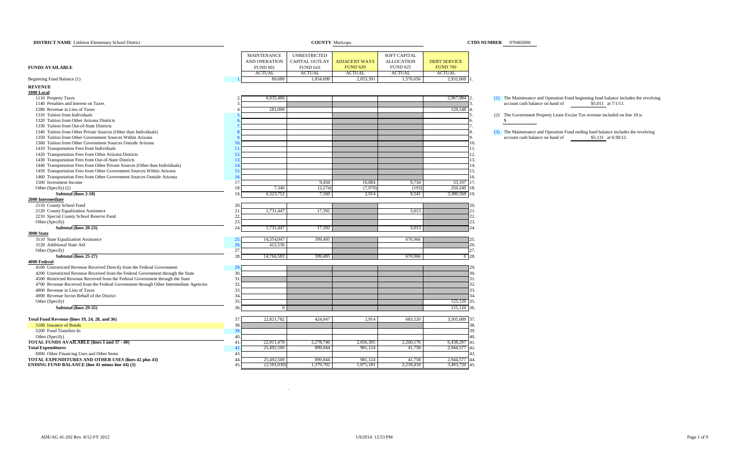**DISTRICT NAME** Littleton Elementary School District **COUNTY** Maricopa **CTDS NUMBER** 070465000

| FUNDS AVAILABLE | | MAINTENANCE AND OPERATION FUND 001 ACTUAL | UNRESTRICTED CAPITAL OUTLAY FUND 610 ACTUAL | ADJACENT WAYS FUND 620 ACTUAL | SOFT CAPITAL ALLOCATION FUND 625 ACTUAL | DEBT SERVICE FUND 700 ACTUAL | |
|---|---|---|---|---|---|---|---|
| Beginning Fund Balance (1) | 1. | 89,688 | 1,854,699 | 2,053,391 | 1,576,656 | 2,932,608 | 1. |
| **REVENUE** | | | | | | | |
| **1000 Local** | | | | | | | |
| 1110 Property Taxes | 2. | 6,035,406 | | | | 2,967,984 | 2. |
| 1140 Penalties and Interest on Taxes | 3. | | | | | | 3. |
| 1280 Revenue in Lieu of Taxes | 4. | 281,000 | | | | 129,148 | 4. |
| 1310 Tuition from Individuals | 5. | | | | | | 5. |
| 1320 Tuition from Other Arizona Districts | 6. | | | | | | 6. |
| 1330 Tuition from Out-of-State Districts | 7. | | | | | | 7. |
| 1340 Tuition from Other Private Sources (Other than Individuals) | 8. | | | | | | 8. |
| 1350 Tuition from Other Government Sources Within Arizona | 9. | | | | | | 9. |
| 1360 Tuition from Other Government Sources Outside Arizona | 10. | | | | | | 10. |
| 1410 Transportation Fees from Individuals | 11. | | | | | | 11. |
| 1420 Transportation Fees from Other Arizona Districts | 12. | | | | | | 12. |
| 1430 Transportation Fees from Out-of-State Districts | 13. | | | | | | 13. |
| 1440 Transportation Fees from Other Private Sources (Other than Individuals) | 14. | | | | | | 14. |
| 1450 Transportation Fees from Other Government Sources Within Arizona | 15. | | | | | | 15. |
| 1460 Transportation Fees from Other Government Sources Outside Arizona | 16. | | | | | | 16. |
| 1500 Investment Income | 17. | | 9,434 | 10,884 | 9,734 | 33,197 | 17. |
| Other (Specify) (2) | 18. | 7,346 | (2,274) | (7,970) | (193) | 250,240 | 18. |
| **Subtotal (lines 2-18)** | 19. | 6,323,752 | 7,160 | 2,914 | 9,541 | 3,380,569 | 19. |
| **2000 Intermediate** | | | | | | | |
| 2110 County School Fund | 20. | | | | | | 20. |
| 2120 County Equalization Assistance | 21. | 1,731,447 | 17,392 | | 3,013 | | 21. |
| 2210 Special County School Reserve Fund | 22. | | | | | | 22. |
| Other (Specify) | 23. | | | | | | 23. |
| **Subtotal (lines 20-23)** | 24. | 1,731,447 | 17,392 | | 3,013 | | 24. |
| **3000 State** | | | | | | | |
| 3110 State Equalization Assistance | 25. | 14,354,047 | 399,495 | | 670,966 | | 25. |
| 3120 Additional State Aid | 26. | 412,536 | | | | | 26. |
| Other (Specify) | 27. | | | | | | 27. |
| **Subtotal (lines 25-27)** | 28. | 14,766,583 | 399,495 | | 670,966 | 0 | 28. |
| **4000 Federal** | | | | | | | |
| 4100 Unrestricted Revenue Received Directly from the Federal Government | 29. | | | | | | 29. |
| 4200 Unrestricted Revenue Received from the Federal Government through the State | 30. | | | | | | 30. |
| 4500 Restricted Revenue Received from the Federal Government through the State | 31. | | | | | | 31. |
| 4700 Revenue Received from the Federal Government through Other Intermediate Agencies | 32. | | | | | | 32. |
| 4800 Revenue in Lieu of Taxes | 33. | | | | | | 33. |
| 4900 Revenue for/on Behalf of the District | 34. | | | | | | 34. |
| Other (Specify) | 35. | | | | | 125,120 | 35. |
| **Subtotal (lines 29-35)** | 36. | 0 | | | | 125,120 | 36. |
| **Total Fund Revenue (lines 19, 24, 28, and 36)** | 37. | 22,821,782 | 424,047 | 2,914 | 683,520 | 3,505,689 | 37. |
| 5100 Issuance of Bonds | 38. | | | | | | 38. |
| 5200 Fund Transfers-In | 39. | | | | | | 39. |
| Other (Specify) | 40. | | | | | | 40. |
| **TOTAL FUNDS AVAILABLE (lines 1 and 37 - 40)** | 41. | 22,911,470 | 2,278,746 | 2,056,305 | 2,260,176 | 6,438,297 | 41. |
| **Total Expenditures** | 42. | 25,492,500 | 899,044 | 981,124 | 41,758 | 2,944,577 | 42. |
| 6900 Other Financing Uses and Other Items | 43. | | | | | | 43. |
| **TOTAL EXPENDITURES AND OTHER USES (lines 42 plus 43)** | 44. | 25,492,500 | 899,044 | 981,124 | 41,758 | 2,944,577 | 44. |
| **ENDING FUND BALANCE (line 41 minus line 44) (3)** | 45. | (2,581,030) | 1,379,702 | 1,075,181 | 2,218,418 | 3,493,720 | 45. |

(1) The Maintenance and Operation Fund beginning fund balance includes the revolving account cash balance on hand of $5,011 at 7/1/11.

(2) The Government Property Lease Excise Tax revenue included on line 18 is $

(3) The Maintenance and Operation Fund ending fund balance includes the revolving account cash balance on hand of $5,131 at 6/30/12.

ADE/AG 41-202 Rev. 8/12-FY 2012 1/9/2014 12:53 PM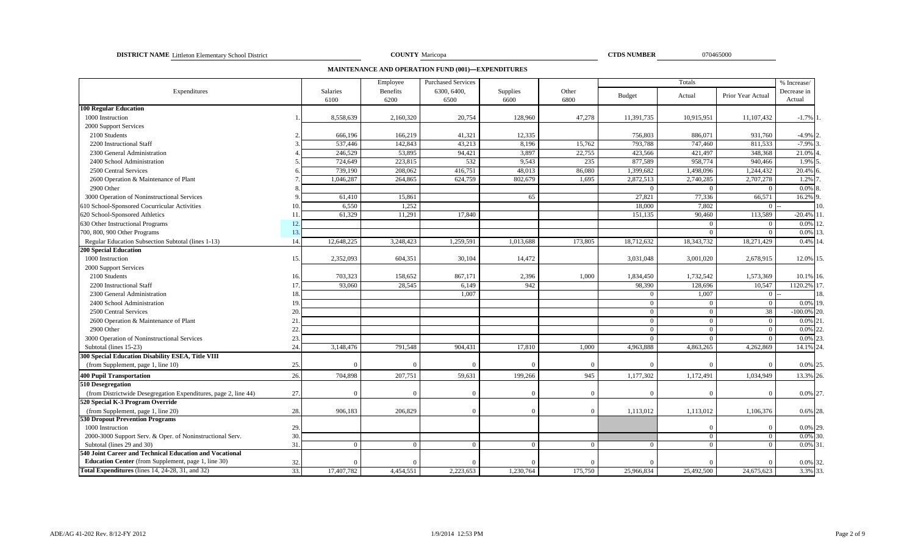**DISTRICT NAME** Littleton Elementary School District **COUNTY** Maricopa **CTDS NUMBER** 070465000

## MAINTENANCE AND OPERATION FUND (001)—EXPENDITURES

| Expenditures | | Salaries 6100 | Employee Benefits 6200 | Purchased Services 6300, 6400, 6500 | Supplies 6600 | Other 6800 | Totals Budget | Totals Actual | Totals Prior Year Actual | % Increase/ Decrease in Actual | |
|---|---|---|---|---|---|---|---|---|---|---|---|
| **100 Regular Education** | | | | | | | | | | | |
| 1000 Instruction | 1. | 8,558,639 | 2,160,320 | 20,754 | 128,960 | 47,278 | 11,391,735 | 10,915,951 | 11,107,432 | -1.7% | 1. |
| 2000 Support Services | | | | | | | | | | | |
| 2100 Students | 2. | 666,196 | 166,219 | 41,321 | 12,335 | | 756,803 | 886,071 | 931,760 | -4.9% | 2. |
| 2200 Instructional Staff | 3. | 537,446 | 142,843 | 43,213 | 8,196 | 15,762 | 793,788 | 747,460 | 811,533 | -7.9% | 3. |
| 2300 General Administration | 4. | 246,529 | 53,895 | 94,421 | 3,897 | 22,755 | 423,566 | 421,497 | 348,368 | 21.0% | 4. |
| 2400 School Administration | 5. | 724,649 | 223,815 | 532 | 9,543 | 235 | 877,589 | 958,774 | 940,466 | 1.9% | 5. |
| 2500 Central Services | 6. | 739,190 | 208,062 | 416,751 | 48,013 | 86,080 | 1,399,682 | 1,498,096 | 1,244,432 | 20.4% | 6. |
| 2600 Operation & Maintenance of Plant | 7. | 1,046,287 | 264,865 | 624,759 | 802,679 | 1,695 | 2,872,513 | 2,740,285 | 2,707,278 | 1.2% | 7. |
| 2900 Other | 8. | | | | | | 0 | 0 | 0 | 0.0% | 8. |
| 3000 Operation of Noninstructional Services | 9. | 61,410 | 15,861 | | 65 | | 27,821 | 77,336 | 66,571 | 16.2% | 9. |
| 610 School-Sponsored Cocurricular Activities | 10. | 6,550 | 1,252 | | | | 18,000 | 7,802 | 0 | -- | 10. |
| 620 School-Sponsored Athletics | 11. | 61,329 | 11,291 | 17,840 | | | 151,135 | 90,460 | 113,589 | -20.4% | 11. |
| 630 Other Instructional Programs | 12. | | | | | | | 0 | 0 | 0.0% | 12. |
| 700, 800, 900 Other Programs | 13. | | | | | | | 0 | 0 | 0.0% | 13. |
| Regular Education Subsection Subtotal (lines 1-13) | 14. | 12,648,225 | 3,248,423 | 1,259,591 | 1,013,688 | 173,805 | 18,712,632 | 18,343,732 | 18,271,429 | 0.4% | 14. |
| **200 Special Education** | | | | | | | | | | | |
| 1000 Instruction | 15. | 2,352,093 | 604,351 | 30,104 | 14,472 | | 3,031,048 | 3,001,020 | 2,678,915 | 12.0% | 15. |
| 2000 Support Services | | | | | | | | | | | |
| 2100 Students | 16. | 703,323 | 158,652 | 867,171 | 2,396 | 1,000 | 1,834,450 | 1,732,542 | 1,573,369 | 10.1% | 16. |
| 2200 Instructional Staff | 17. | 93,060 | 28,545 | 6,149 | 942 | | 98,390 | 128,696 | 10,547 | 1120.2% | 17. |
| 2300 General Administration | 18. | | | 1,007 | | | 0 | 1,007 | 0 | -- | 18. |
| 2400 School Administration | 19. | | | | | | 0 | 0 | 0 | 0.0% | 19. |
| 2500 Central Services | 20. | | | | | | 0 | 0 | 38 | -100.0% | 20. |
| 2600 Operation & Maintenance of Plant | 21. | | | | | | 0 | 0 | 0 | 0.0% | 21. |
| 2900 Other | 22. | | | | | | 0 | 0 | 0 | 0.0% | 22. |
| 3000 Operation of Noninstructional Services | 23. | | | | | | 0 | 0 | 0 | 0.0% | 23. |
| Subtotal (lines 15-23) | 24. | 3,148,476 | 791,548 | 904,431 | 17,810 | 1,000 | 4,963,888 | 4,863,265 | 4,262,869 | 14.1% | 24. |
| **300 Special Education Disability ESEA, Title VIII** (from Supplement, page 1, line 10) | 25. | 0 | 0 | 0 | 0 | 0 | 0 | 0 | 0 | 0.0% | 25. |
| **400 Pupil Transportation** | 26. | 704,898 | 207,751 | 59,631 | 199,266 | 945 | 1,177,302 | 1,172,491 | 1,034,949 | 13.3% | 26. |
| **510 Desegregation** (from Districtwide Desegregation Expenditures, page 2, line 44) | 27. | 0 | 0 | 0 | 0 | 0 | 0 | 0 | 0 | 0.0% | 27. |
| **520 Special K-3 Program Override** (from Supplement, page 1, line 20) | 28. | 906,183 | 206,829 | 0 | 0 | 0 | 1,113,012 | 1,113,012 | 1,106,376 | 0.6% | 28. |
| **530 Dropout Prevention Programs** | | | | | | | | | | | |
| 1000 Instruction | 29. | | | | | | | 0 | 0 | 0.0% | 29. |
| 2000-3000 Support Serv. & Oper. of Noninstructional Serv. | 30. | | | | | | | 0 | 0 | 0.0% | 30. |
| Subtotal (lines 29 and 30) | 31. | 0 | 0 | 0 | 0 | 0 | 0 | 0 | 0 | 0.0% | 31. |
| **540 Joint Career and Technical Education and Vocational Education Center** (from Supplement, page 1, line 30) | 32. | 0 | 0 | 0 | 0 | 0 | 0 | 0 | 0 | 0.0% | 32. |
| **Total Expenditures** (lines 14, 24-28, 31, and 32) | 33. | 17,407,782 | 4,454,551 | 2,223,653 | 1,230,764 | 175,750 | 25,966,834 | 25,492,500 | 24,675,623 | 3.3% | 33. |

ADE/AG 41-202 Rev. 8/12-FY 2012 1/9/2014 12:53 PM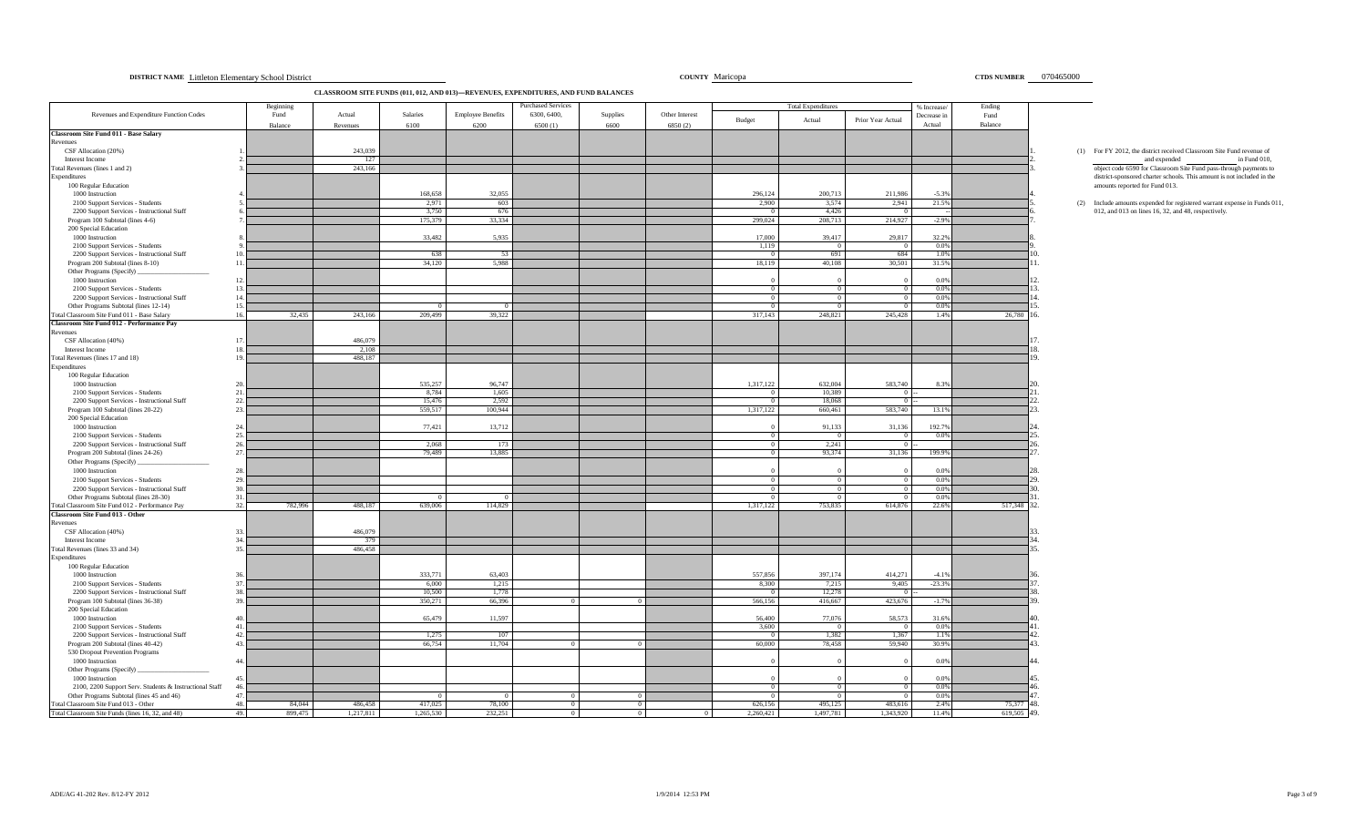**DISTRICT NAME** Littleton Elementary School District **COUNTY** Maricopa **CTDS NUMBER** 070465000

## CLASSROOM SITE FUNDS (011, 012, AND 013)—REVENUES, EXPENDITURES, AND FUND BALANCES

| Revenues and Expenditure Function Codes | | Beginning Fund Balance | Actual Revenues | Salaries 6100 | Employee Benefits 6200 | Purchased Services 6300, 6400, 6500 (1) | Supplies 6600 | Other Interest 6850 (2) | Total Expenditures Budget | Total Expenditures Actual | Total Expenditures Prior Year Actual | % Increase/ Decrease in Actual | Ending Fund Balance | |
|---|---|---|---|---|---|---|---|---|---|---|---|---|---|---|
| **Classroom Site Fund 011 - Base Salary** | | | | | | | | | | | | | | |
| Revenues | | | | | | | | | | | | | | |
| CSF Allocation (20%) | 1. | | 243,039 | | | | | | | | | | | 1. |
| Interest Income | 2. | | 127 | | | | | | | | | | | 2. |
| Total Revenues (lines 1 and 2) | 3. | | 243,166 | | | | | | | | | | | 3. |
| Expenditures | | | | | | | | | | | | | | |
| 100 Regular Education | | | | | | | | | | | | | | |
| 1000 Instruction | 4. | | | 168,658 | 32,055 | | | | 296,124 | 200,713 | 211,986 | -5.3% | | 4. |
| 2100 Support Services - Students | 5. | | | 2,971 | 603 | | | | 2,900 | 3,574 | 2,941 | 21.5% | | 5. |
| 2200 Support Services - Instructional Staff | 6. | | | 3,750 | 676 | | | | 0 | 4,426 | 0 | -- | | 6. |
| Program 100 Subtotal (lines 4-6) | 7. | | | 175,379 | 33,334 | | | | 299,024 | 208,713 | 214,927 | -2.9% | | 7. |
| 200 Special Education | | | | | | | | | | | | | | |
| 1000 Instruction | 8. | | | 33,482 | 5,935 | | | | 17,000 | 39,417 | 29,817 | 32.2% | | 8. |
| 2100 Support Services - Students | 9. | | | | | | | | 1,119 | 0 | 0 | 0.0% | | 9. |
| 2200 Support Services - Instructional Staff | 10. | | | 638 | 53 | | | | 0 | 691 | 684 | 1.0% | | 10. |
| Program 200 Subtotal (lines 8-10) | 11. | | | 34,120 | 5,988 | | | | 18,119 | 40,108 | 30,501 | 31.5% | | 11. |
| Other Programs (Specify) ___ | | | | | | | | | | | | | | |
| 1000 Instruction | 12. | | | | | | | | 0 | 0 | 0 | 0.0% | | 12. |
| 2100 Support Services - Students | 13. | | | | | | | | 0 | 0 | 0 | 0.0% | | 13. |
| 2200 Support Services - Instructional Staff | 14. | | | | | | | | 0 | 0 | 0 | 0.0% | | 14. |
| Other Programs Subtotal (lines 12-14) | 15. | | | 0 | 0 | | | | 0 | 0 | 0 | 0.0% | | 15. |
| Total Classroom Site Fund 011 - Base Salary | 16. | 32,435 | 243,166 | 209,499 | 39,322 | | | | 317,143 | 248,821 | 245,428 | 1.4% | 26,780 | 16. |
| **Classroom Site Fund 012 - Performance Pay** | | | | | | | | | | | | | | |
| Revenues | | | | | | | | | | | | | | |
| CSF Allocation (40%) | 17. | | 486,079 | | | | | | | | | | | 17. |
| Interest Income | 18. | | 2,108 | | | | | | | | | | | 18. |
| Total Revenues (lines 17 and 18) | 19. | | 488,187 | | | | | | | | | | | 19. |
| Expenditures | | | | | | | | | | | | | | |
| 100 Regular Education | | | | | | | | | | | | | | |
| 1000 Instruction | 20. | | | 535,257 | 96,747 | | | | 1,317,122 | 632,004 | 583,740 | 8.3% | | 20. |
| 2100 Support Services - Students | 21. | | | 8,784 | 1,605 | | | | 0 | 10,389 | 0 | -- | | 21. |
| 2200 Support Services - Instructional Staff | 22. | | | 15,476 | 2,592 | | | | 0 | 18,068 | 0 | -- | | 22. |
| Program 100 Subtotal (lines 20-22) | 23. | | | 559,517 | 100,944 | | | | 1,317,122 | 660,461 | 583,740 | 13.1% | | 23. |
| 200 Special Education | | | | | | | | | | | | | | |
| 1000 Instruction | 24. | | | 77,421 | 13,712 | | | | 0 | 91,133 | 31,136 | 192.7% | | 24. |
| 2100 Support Services - Students | 25. | | | | | | | | 0 | 0 | 0 | 0.0% | | 25. |
| 2200 Support Services - Instructional Staff | 26. | | | 2,068 | 173 | | | | 0 | 2,241 | 0 | -- | | 26. |
| Program 200 Subtotal (lines 24-26) | 27. | | | 79,489 | 13,885 | | | | 0 | 93,374 | 31,136 | 199.9% | | 27. |
| Other Programs (Specify) ___ | | | | | | | | | | | | | | |
| 1000 Instruction | 28. | | | | | | | | 0 | 0 | 0 | 0.0% | | 28. |
| 2100 Support Services - Students | 29. | | | | | | | | 0 | 0 | 0 | 0.0% | | 29. |
| 2200 Support Services - Instructional Staff | 30. | | | | | | | | 0 | 0 | 0 | 0.0% | | 30. |
| Other Programs Subtotal (lines 28-30) | 31. | | | 0 | 0 | | | | 0 | 0 | 0 | 0.0% | | 31. |
| Total Classroom Site Fund 012 - Performance Pay | 32. | 782,996 | 488,187 | 639,006 | 114,829 | | | | 1,317,122 | 753,835 | 614,876 | 22.6% | 517,348 | 32. |
| **Classroom Site Fund 013 - Other** | | | | | | | | | | | | | | |
| Revenues | | | | | | | | | | | | | | |
| CSF Allocation (40%) | 33. | | 486,079 | | | | | | | | | | | 33. |
| Interest Income | 34. | | 379 | | | | | | | | | | | 34. |
| Total Revenues (lines 33 and 34) | 35. | | 486,458 | | | | | | | | | | | 35. |
| Expenditures | | | | | | | | | | | | | | |
| 100 Regular Education | | | | | | | | | | | | | | |
| 1000 Instruction | 36. | | | 333,771 | 63,403 | | | | 557,856 | 397,174 | 414,271 | -4.1% | | 36. |
| 2100 Support Services - Students | 37. | | | 6,000 | 1,215 | | | | 8,300 | 7,215 | 9,405 | -23.3% | | 37. |
| 2200 Support Services - Instructional Staff | 38. | | | 10,500 | 1,778 | | | | 0 | 12,278 | 0 | -- | | 38. |
| Program 100 Subtotal (lines 36-38) | 39. | | | 350,271 | 66,396 | 0 | 0 | | 566,156 | 416,667 | 423,676 | -1.7% | | 39. |
| 200 Special Education | | | | | | | | | | | | | | |
| 1000 Instruction | 40. | | | 65,479 | 11,597 | | | | 56,400 | 77,076 | 58,573 | 31.6% | | 40. |
| 2100 Support Services - Students | 41. | | | | | | | | 3,600 | 0 | 0 | 0.0% | | 41. |
| 2200 Support Services - Instructional Staff | 42. | | | 1,275 | 107 | | | | 0 | 1,382 | 1,367 | 1.1% | | 42. |
| Program 200 Subtotal (lines 40-42) | 43. | | | 66,754 | 11,704 | 0 | 0 | | 60,000 | 78,458 | 59,940 | 30.9% | | 43. |
| 530 Dropout Prevention Programs | | | | | | | | | | | | | | |
| 1000 Instruction | 44. | | | | | | | | 0 | 0 | 0 | 0.0% | | 44. |
| Other Programs (Specify) ___ | | | | | | | | | | | | | | |
| 1000 Instruction | 45. | | | | | | | | 0 | 0 | 0 | 0.0% | | 45. |
| 2100, 2200 Support Serv. Students & Instructional Staff | 46. | | | | | | | | 0 | 0 | 0 | 0.0% | | 46. |
| Other Programs Subtotal (lines 45 and 46) | 47. | | | 0 | 0 | 0 | 0 | | 0 | 0 | 0 | 0.0% | | 47. |
| Total Classroom Site Fund 013 - Other | 48. | 84,044 | 486,458 | 417,025 | 78,100 | 0 | 0 | 0 | 626,156 | 495,125 | 483,616 | 2.4% | 75,377 | 48. |
| Total Classroom Site Funds (lines 16, 32, and 48) | 49. | 899,475 | 1,217,811 | 1,265,530 | 232,251 | 0 | 0 | 0 | 2,260,421 | 1,497,781 | 1,343,920 | 11.4% | 619,505 | 49. |

(1) For FY 2012, the district received Classroom Site Fund revenue of ___ and expended ___ in Fund 010, object code 6590 for Classroom Site Fund pass-through payments to district-sponsored charter schools. This amount is not included in the amounts reported for Fund 013.

(2) Include amounts expended for registered warrant expense in Funds 011, 012, and 013 on lines 16, 32, and 48, respectively.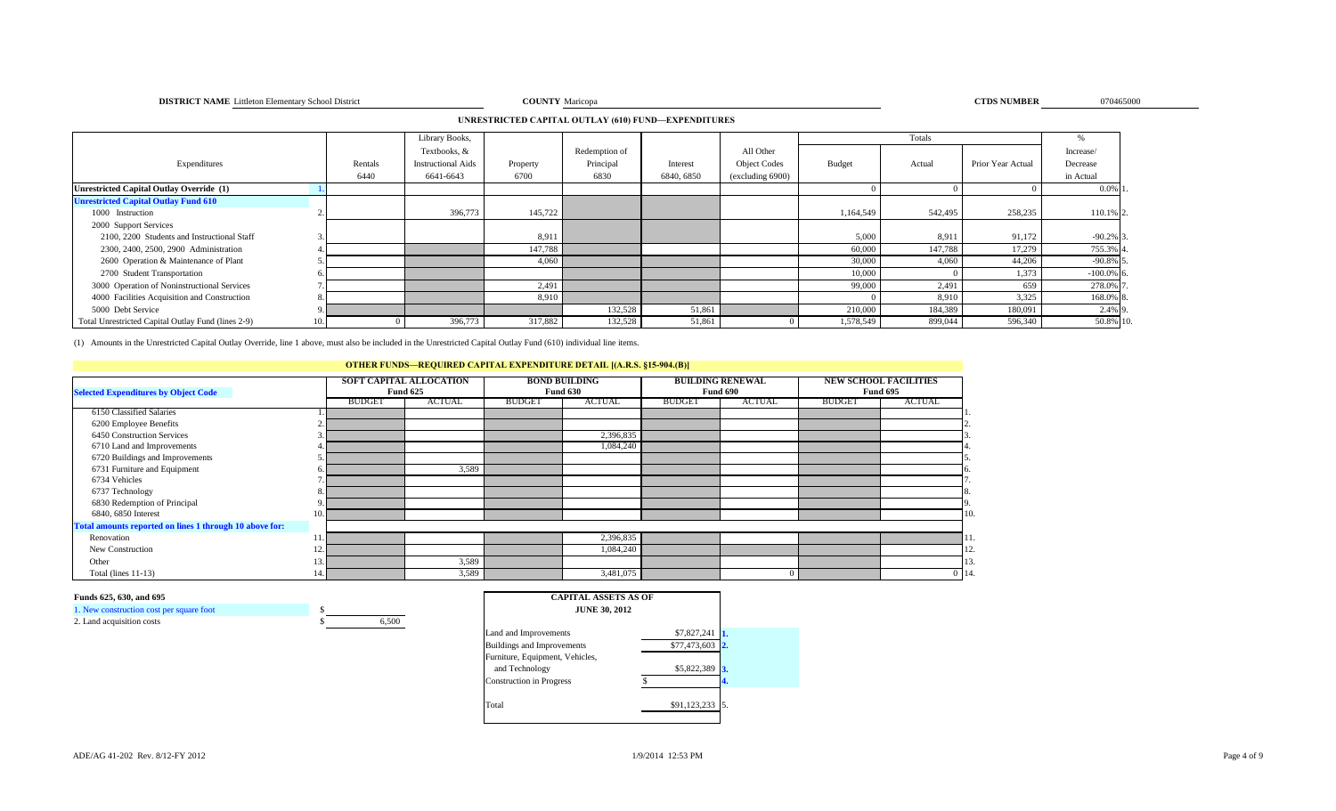**DISTRICT NAME** Littleton Elementary School District **COUNTY** Maricopa **CTDS NUMBER** 070465000

## UNRESTRICTED CAPITAL OUTLAY (610) FUND—EXPENDITURES

| Expenditures | | Rentals 6440 | Library Books, Textbooks, & Instructional Aids 6641-6643 | Property 6700 | Redemption of Principal 6830 | Interest 6840, 6850 | All Other Object Codes (excluding 6900) | Totals Budget | Totals Actual | Totals Prior Year Actual | % Increase/ Decrease in Actual | |
|---|---|---|---|---|---|---|---|---|---|---|---|---|
| **Unrestricted Capital Outlay Override (1)** | 1. | | | | | | | 0 | 0 | 0 | 0.0% | 1. |
| **Unrestricted Capital Outlay Fund 610** | | | | | | | | | | | | |
| 1000 Instruction | 2. | | 396,773 | 145,722 | | | | 1,164,549 | 542,495 | 258,235 | 110.1% | 2. |
| 2000 Support Services | | | | | | | | | | | | |
| 2100, 2200 Students and Instructional Staff | 3. | | | 8,911 | | | | 5,000 | 8,911 | 91,172 | -90.2% | 3. |
| 2300, 2400, 2500, 2900 Administration | 4. | | | 147,788 | | | | 60,000 | 147,788 | 17,279 | 755.3% | 4. |
| 2600 Operation & Maintenance of Plant | 5. | | | 4,060 | | | | 30,000 | 4,060 | 44,206 | -90.8% | 5. |
| 2700 Student Transportation | 6. | | | | | | | 10,000 | 0 | 1,373 | -100.0% | 6. |
| 3000 Operation of Noninstructional Services | 7. | | | 2,491 | | | | 99,000 | 2,491 | 659 | 278.0% | 7. |
| 4000 Facilities Acquisition and Construction | 8. | | | 8,910 | | | | 0 | 8,910 | 3,325 | 168.0% | 8. |
| 5000 Debt Service | 9. | | | | 132,528 | 51,861 | | 210,000 | 184,389 | 180,091 | 2.4% | 9. |
| Total Unrestricted Capital Outlay Fund (lines 2-9) | 10. | 0 | 396,773 | 317,882 | 132,528 | 51,861 | 0 | 1,578,549 | 899,044 | 596,340 | 50.8% | 10. |

(1) Amounts in the Unrestricted Capital Outlay Override, line 1 above, must also be included in the Unrestricted Capital Outlay Fund (610) individual line items.

## OTHER FUNDS—REQUIRED CAPITAL EXPENDITURE DETAIL [(A.R.S. §15-904.(B)]

| Selected Expenditures by Object Code | | SOFT CAPITAL ALLOCATION Fund 625 BUDGET | SOFT CAPITAL ALLOCATION Fund 625 ACTUAL | BOND BUILDING Fund 630 BUDGET | BOND BUILDING Fund 630 ACTUAL | BUILDING RENEWAL Fund 690 BUDGET | BUILDING RENEWAL Fund 690 ACTUAL | NEW SCHOOL FACILITIES Fund 695 BUDGET | NEW SCHOOL FACILITIES Fund 695 ACTUAL | |
|---|---|---|---|---|---|---|---|---|---|---|
| 6150 Classified Salaries | 1. | | | | | | | | | 1. |
| 6200 Employee Benefits | 2. | | | | | | | | | 2. |
| 6450 Construction Services | 3. | | | | 2,396,835 | | | | | 3. |
| 6710 Land and Improvements | 4. | | | | 1,084,240 | | | | | 4. |
| 6720 Buildings and Improvements | 5. | | | | | | | | | 5. |
| 6731 Furniture and Equipment | 6. | | 3,589 | | | | | | | 6. |
| 6734 Vehicles | 7. | | | | | | | | | 7. |
| 6737 Technology | 8. | | | | | | | | | 8. |
| 6830 Redemption of Principal | 9. | | | | | | | | | 9. |
| 6840, 6850 Interest | 10. | | | | | | | | | 10. |
| **Total amounts reported on lines 1 through 10 above for:** | | | | | | | | | | |
| Renovation | 11. | | | | 2,396,835 | | | | | 11. |
| New Construction | 12. | | | | 1,084,240 | | | | | 12. |
| Other | 13. | | 3,589 | | | | | | | 13. |
| Total (lines 11-13) | 14. | | 3,589 | | 3,481,075 | | 0 | | 0 | 14. |

**Funds 625, 630, and 695**

1. New construction cost per square foot $
2. Land acquisition costs $ 6,500

| CAPITAL ASSETS AS OF JUNE 30, 2012 | | |
|---|---|---|
| Land and Improvements | $7,827,241 | 1. |
| Buildings and Improvements | $77,473,603 | 2. |
| Furniture, Equipment, Vehicles, and Technology | $5,822,389 | 3. |
| Construction in Progress | $ | 4. |
| Total | $91,123,233 | 5. |

ADE/AG 41-202 Rev. 8/12-FY 2012 1/9/2014 12:53 PM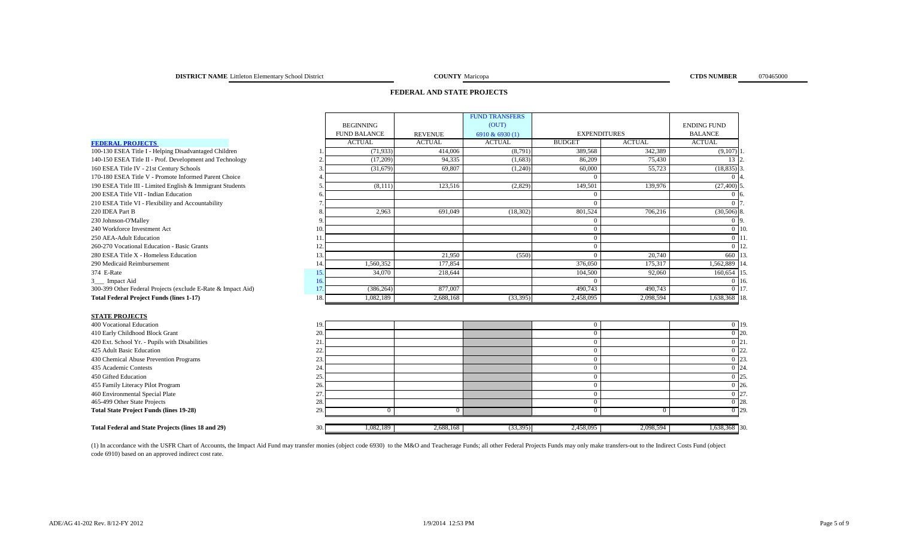**DISTRICT NAME** Littleton Elementary School District **COUNTY** Maricopa **CTDS NUMBER** 070465000

## FEDERAL AND STATE PROJECTS

| | | BEGINNING FUND BALANCE | REVENUE | FUND TRANSFERS (OUT) 6910 & 6930 (1) | EXPENDITURES | | ENDING FUND BALANCE | |
|---|---|---|---|---|---|---|---|---|
| | | ACTUAL | ACTUAL | ACTUAL | BUDGET | ACTUAL | ACTUAL | |
| **FEDERAL PROJECTS** | | | | | | | | |
| 100-130 ESEA Title I - Helping Disadvantaged Children | 1. | (71,933) | 414,006 | (8,791) | 389,568 | 342,389 | (9,107) | 1. |
| 140-150 ESEA Title II - Prof. Development and Technology | 2. | (17,209) | 94,335 | (1,683) | 86,209 | 75,430 | 13 | 2. |
| 160 ESEA Title IV - 21st Century Schools | 3. | (31,679) | 69,807 | (1,240) | 60,000 | 55,723 | (18,835) | 3. |
| 170-180 ESEA Title V - Promote Informed Parent Choice | 4. | | | | 0 | | 0 | 4. |
| 190 ESEA Title III - Limited English & Immigrant Students | 5. | (8,111) | 123,516 | (2,829) | 149,501 | 139,976 | (27,400) | 5. |
| 200 ESEA Title VII - Indian Education | 6. | | | | 0 | | 0 | 6. |
| 210 ESEA Title VI - Flexibility and Accountability | 7. | | | | 0 | | 0 | 7. |
| 220 IDEA Part B | 8. | 2,963 | 691,049 | (18,302) | 801,524 | 706,216 | (30,506) | 8. |
| 230 Johnson-O'Malley | 9. | | | | 0 | | 0 | 9. |
| 240 Workforce Investment Act | 10. | | | | 0 | | 0 | 10. |
| 250 AEA-Adult Education | 11. | | | | 0 | | 0 | 11. |
| 260-270 Vocational Education - Basic Grants | 12. | | | | 0 | | 0 | 12. |
| 280 ESEA Title X - Homeless Education | 13. | | 21,950 | (550) | 0 | 20,740 | 660 | 13. |
| 290 Medicaid Reimbursement | 14. | 1,560,352 | 177,854 | | 376,050 | 175,317 | 1,562,889 | 14. |
| 374 E-Rate | 15. | 34,070 | 218,644 | | 104,500 | 92,060 | 160,654 | 15. |
| 3___ Impact Aid | 16. | | | | 0 | | 0 | 16. |
| 300-399 Other Federal Projects (exclude E-Rate & Impact Aid) | 17. | (386,264) | 877,007 | | 490,743 | 490,743 | 0 | 17. |
| **Total Federal Project Funds (lines 1-17)** | 18. | 1,082,189 | 2,688,168 | (33,395) | 2,458,095 | 2,098,594 | 1,638,368 | 18. |
| **STATE PROJECTS** | | | | | | | | |
| 400 Vocational Education | 19. | | | | 0 | | 0 | 19. |
| 410 Early Childhood Block Grant | 20. | | | | 0 | | 0 | 20. |
| 420 Ext. School Yr. - Pupils with Disabilities | 21. | | | | 0 | | 0 | 21. |
| 425 Adult Basic Education | 22. | | | | 0 | | 0 | 22. |
| 430 Chemical Abuse Prevention Programs | 23. | | | | 0 | | 0 | 23. |
| 435 Academic Contests | 24. | | | | 0 | | 0 | 24. |
| 450 Gifted Education | 25. | | | | 0 | | 0 | 25. |
| 455 Family Literacy Pilot Program | 26. | | | | 0 | | 0 | 26. |
| 460 Environmental Special Plate | 27. | | | | 0 | | 0 | 27. |
| 465-499 Other State Projects | 28. | | | | 0 | | 0 | 28. |
| **Total State Project Funds (lines 19-28)** | 29. | 0 | 0 | | 0 | 0 | 0 | 29. |
| **Total Federal and State Projects (lines 18 and 29)** | 30. | 1,082,189 | 2,688,168 | (33,395) | 2,458,095 | 2,098,594 | 1,638,368 | 30. |

(1) In accordance with the USFR Chart of Accounts, the Impact Aid Fund may transfer monies (object code 6930) to the M&O and Teacherage Funds; all other Federal Projects Funds may only make transfers-out to the Indirect Costs Fund (object code 6910) based on an approved indirect cost rate.

ADE/AG 41-202 Rev. 8/12-FY 2012 1/9/2014 12:53 PM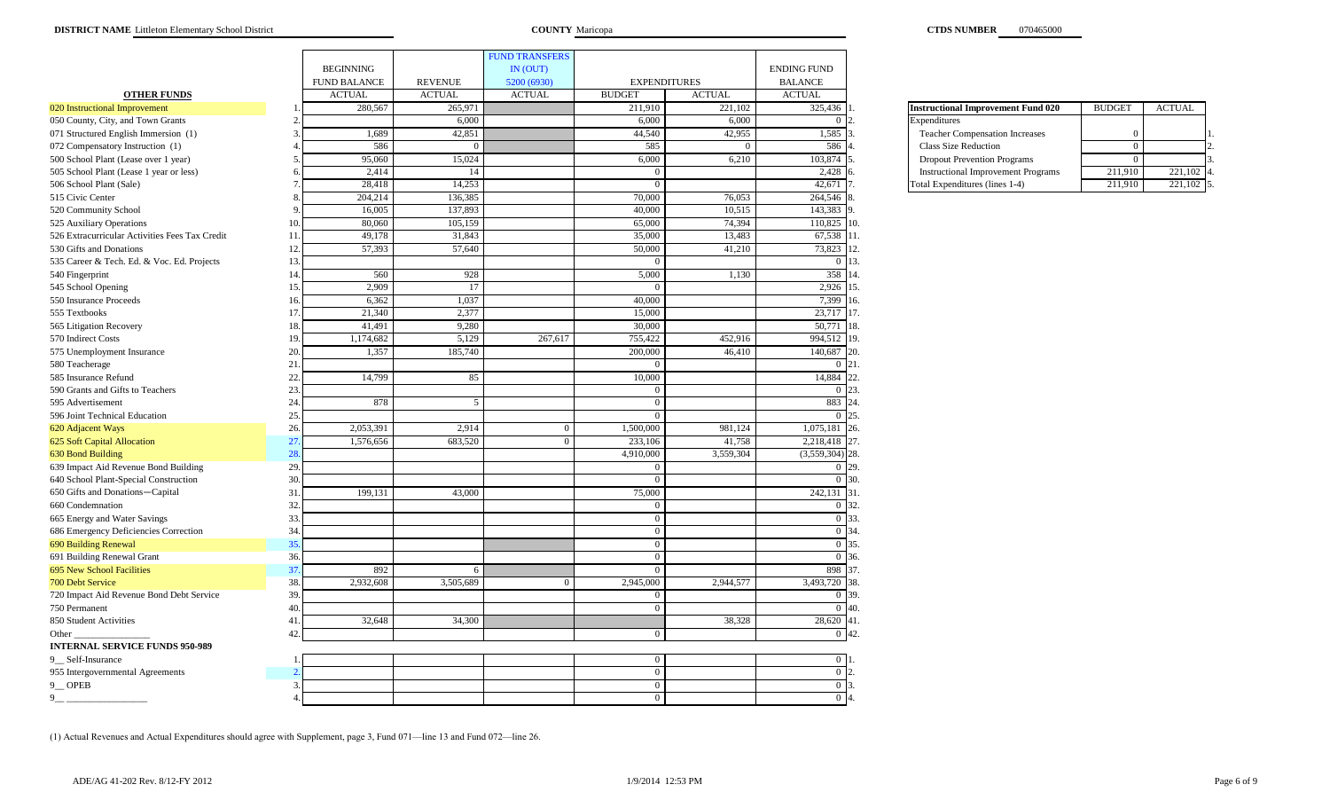**DISTRICT NAME** Littleton Elementary School District **COUNTY** Maricopa **CTDS NUMBER** 070465000

| OTHER FUNDS | | BEGINNING FUND BALANCE ACTUAL | REVENUE ACTUAL | FUND TRANSFERS IN (OUT) 5200 (6930) ACTUAL | EXPENDITURES BUDGET | EXPENDITURES ACTUAL | ENDING FUND BALANCE ACTUAL | |
|---|---|---|---|---|---|---|---|---|
| 020 Instructional Improvement | 1. | 280,567 | 265,971 | | 211,910 | 221,102 | 325,436 | 1. |
| 050 County, City, and Town Grants | 2. | | 6,000 | | 6,000 | 6,000 | 0 | 2. |
| 071 Structured English Immersion (1) | 3. | 1,689 | 42,851 | | 44,540 | 42,955 | 1,585 | 3. |
| 072 Compensatory Instruction (1) | 4. | 586 | 0 | | 585 | 0 | 586 | 4. |
| 500 School Plant (Lease over 1 year) | 5. | 95,060 | 15,024 | | 6,000 | 6,210 | 103,874 | 5. |
| 505 School Plant (Lease 1 year or less) | 6. | 2,414 | 14 | | 0 | | 2,428 | 6. |
| 506 School Plant (Sale) | 7. | 28,418 | 14,253 | | 0 | | 42,671 | 7. |
| 515 Civic Center | 8. | 204,214 | 136,385 | | 70,000 | 76,053 | 264,546 | 8. |
| 520 Community School | 9. | 16,005 | 137,893 | | 40,000 | 10,515 | 143,383 | 9. |
| 525 Auxiliary Operations | 10. | 80,060 | 105,159 | | 65,000 | 74,394 | 110,825 | 10. |
| 526 Extracurricular Activities Fees Tax Credit | 11. | 49,178 | 31,843 | | 35,000 | 13,483 | 67,538 | 11. |
| 530 Gifts and Donations | 12. | 57,393 | 57,640 | | 50,000 | 41,210 | 73,823 | 12. |
| 535 Career & Tech. Ed. & Voc. Ed. Projects | 13. | | | | 0 | | 0 | 13. |
| 540 Fingerprint | 14. | 560 | 928 | | 5,000 | 1,130 | 358 | 14. |
| 545 School Opening | 15. | 2,909 | 17 | | 0 | | 2,926 | 15. |
| 550 Insurance Proceeds | 16. | 6,362 | 1,037 | | 40,000 | | 7,399 | 16. |
| 555 Textbooks | 17. | 21,340 | 2,377 | | 15,000 | | 23,717 | 17. |
| 565 Litigation Recovery | 18. | 41,491 | 9,280 | | 30,000 | | 50,771 | 18. |
| 570 Indirect Costs | 19. | 1,174,682 | 5,129 | 267,617 | 755,422 | 452,916 | 994,512 | 19. |
| 575 Unemployment Insurance | 20. | 1,357 | 185,740 | | 200,000 | 46,410 | 140,687 | 20. |
| 580 Teacherage | 21. | | | | 0 | | 0 | 21. |
| 585 Insurance Refund | 22. | 14,799 | 85 | | 10,000 | | 14,884 | 22. |
| 590 Grants and Gifts to Teachers | 23. | | | | 0 | | 0 | 23. |
| 595 Advertisement | 24. | 878 | 5 | | 0 | | 883 | 24. |
| 596 Joint Technical Education | 25. | | | | 0 | | 0 | 25. |
| 620 Adjacent Ways | 26. | 2,053,391 | 2,914 | 0 | 1,500,000 | 981,124 | 1,075,181 | 26. |
| 625 Soft Capital Allocation | 27. | 1,576,656 | 683,520 | 0 | 233,106 | 41,758 | 2,218,418 | 27. |
| 630 Bond Building | 28. | | | | 4,910,000 | 3,559,304 | (3,559,304) | 28. |
| 639 Impact Aid Revenue Bond Building | 29. | | | | 0 | | 0 | 29. |
| 640 School Plant-Special Construction | 30. | | | | 0 | | 0 | 30. |
| 650 Gifts and Donations—Capital | 31. | 199,131 | 43,000 | | 75,000 | | 242,131 | 31. |
| 660 Condemnation | 32. | | | | 0 | | 0 | 32. |
| 665 Energy and Water Savings | 33. | | | | 0 | | 0 | 33. |
| 686 Emergency Deficiencies Correction | 34. | | | | 0 | | 0 | 34. |
| 690 Building Renewal | 35. | | | | 0 | | 0 | 35. |
| 691 Building Renewal Grant | 36. | | | | 0 | | 0 | 36. |
| 695 New School Facilities | 37. | 892 | 6 | | 0 | | 898 | 37. |
| 700 Debt Service | 38. | 2,932,608 | 3,505,689 | 0 | 2,945,000 | 2,944,577 | 3,493,720 | 38. |
| 720 Impact Aid Revenue Bond Debt Service | 39. | | | | 0 | | 0 | 39. |
| 750 Permanent | 40. | | | | 0 | | 0 | 40. |
| 850 Student Activities | 41. | 32,648 | 34,300 | | | 38,328 | 28,620 | 41. |
| Other ________________ | 42. | | | | 0 | | 0 | 42. |
| **INTERNAL SERVICE FUNDS 950-989** | | | | | | | | |
| 9__ Self-Insurance | 1. | | | | 0 | | 0 | 1. |
| 955 Intergovernmental Agreements | 2. | | | | 0 | | 0 | 2. |
| 9__ OPEB | 3. | | | | 0 | | 0 | 3. |
| 9__ ________________ | 4. | | | | 0 | | 0 | 4. |

| Instructional Improvement Fund 020 | BUDGET | ACTUAL | |
|---|---|---|---|
| Expenditures | | | |
| Teacher Compensation Increases | 0 | | 1. |
| Class Size Reduction | 0 | | 2. |
| Dropout Prevention Programs | 0 | | 3. |
| Instructional Improvement Programs | 211,910 | 221,102 | 4. |
| Total Expenditures (lines 1-4) | 211,910 | 221,102 | 5. |

(1) Actual Revenues and Actual Expenditures should agree with Supplement, page 3, Fund 071—line 13 and Fund 072—line 26.

ADE/AG 41-202 Rev. 8/12-FY 2012 1/9/2014 12:53 PM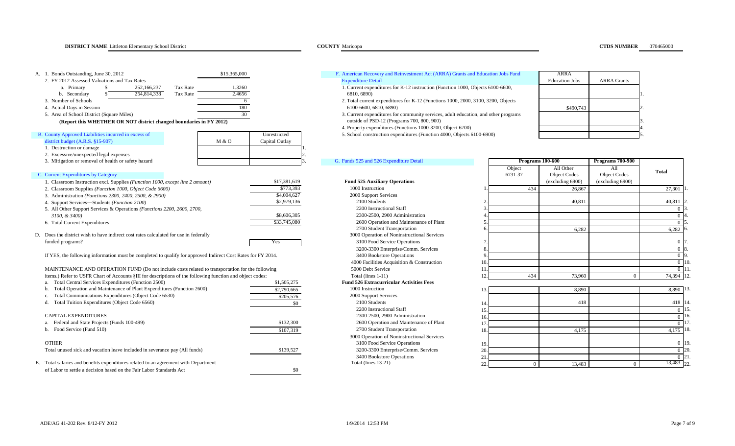**DISTRICT NAME** Littleton Elementary School District **COUNTY** Maricopa **CTDS NUMBER** 070465000

A. 1. Bonds Outstanding, June 30, 2012 — $15,365,000

2. FY 2012 Assessed Valuations and Tax Rates

| | | | |
|---|---|---|---|
| a. Primary | $ 252,166,237 | Tax Rate | 1.3260 |
| b. Secondary | $ 254,814,338 | Tax Rate | 2.4656 |

3. Number of Schools — 6

4. Actual Days in Session — 180

5. Area of School District (Square Miles) — 30

**(Report this WHETHER OR NOT district changed boundaries in FY 2012)**

| B. County Approved Liabilities incurred in excess of district budget (A.R.S. §15-907) | M & O | Unrestricted Capital Outlay | |
|---|---|---|---|
| 1. Destruction or damage | | | 1. |
| 2. Excessive/unexpected legal expenses | | | 2. |
| 3. Mitigation or removal of health or safety hazard | | | 3. |

C. Current Expenditures by Category

| | |
|---|---|
| 1. Classroom Instruction excl. Supplies *(Function 1000, except line 2 amount)* | $17,381,619 |
| 2. Classroom Supplies *(Function 1000, Object Code 6600)* | $773,393 |
| 3. Administration *(Functions 2300, 2400, 2500, & 2900)* | $4,004,627 |
| 4. Support Services—Students *(Function 2100)* | $2,979,136 |
| 5. All Other Support Services & Operations *(Functions 2200, 2600, 2700, 3100, & 3400)* | $8,606,305 |
| 6. Total Current Expenditures | $33,745,080 |

D. Does the district wish to have indirect cost rates calculated for use in federally funded programs? — Yes

If YES, the following information must be completed to qualify for approved Indirect Cost Rates for FY 2014.

MAINTENANCE AND OPERATION FUND (Do not include costs related to transportation for the following items.) Refer to USFR Chart of Accounts §III for descriptions of the following function and object codes:

| | |
|---|---|
| a. Total Central Services Expenditures (Function 2500) | $1,505,275 |
| b. Total Operation and Maintenance of Plant Expenditures (Function 2600) | $2,790,665 |
| c. Total Communications Expenditures (Object Code 6530) | $205,576 |
| d. Total Tuition Expenditures (Object Code 6560) | $0 |

CAPITAL EXPENDITURES

| | |
|---|---|
| a. Federal and State Projects (Funds 100-499) | $132,300 |
| b. Food Service (Fund 510) | $107,319 |

OTHER

| | |
|---|---|
| Total unused sick and vacation leave included in severance pay (All funds) | $139,527 |

E. Total salaries and benefits expenditures related to an agreement with Department of Labor to settle a decision based on the Fair Labor Standards Act — $0

| F. American Recovery and Reinvestment Act (ARRA) Grants and Education Jobs Fund Expenditure Detail | ARRA Education Jobs | ARRA Grants | |
|---|---|---|---|
| 1. Current expenditures for K-12 instruction (Function 1000, Objects 6100-6600, 6810, 6890) | | | 1. |
| 2. Total current expenditures for K-12 (Functions 1000, 2000, 3100, 3200, Objects 6100-6600, 6810, 6890) | $490,743 | | 2. |
| 3. Current expenditures for community services, adult education, and other programs outside of PSD-12 (Programs 700, 800, 900) | | | 3. |
| 4. Property expenditures (Functions 1000-3200, Object 6700) | | | 4. |
| 5. School construction expenditures (Function 4000, Objects 6100-6900) | | | 5. |

| G. Funds 525 and 526 Expenditure Detail | | Programs 100-600 Object 6731-37 | Programs 100-600 All Other Object Codes (excluding 6900) | Programs 700-900 All Object Codes (excluding 6900) | Total | |
|---|---|---|---|---|---|---|
| **Fund 525 Auxiliary Operations** | | | | | | |
| 1000 Instruction | 1. | 434 | 26,867 | | 27,301 | 1. |
| 2000 Support Services | | | | | | |
| 2100 Students | 2. | | 40,811 | | 40,811 | 2. |
| 2200 Instructional Staff | 3. | | | | 0 | 3. |
| 2300-2500, 2900 Administration | 4. | | | | 0 | 4. |
| 2600 Operation and Maintenance of Plant | 5. | | | | 0 | 5. |
| 2700 Student Transportation | 6. | | 6,282 | | 6,282 | 6. |
| 3000 Operation of Noninstructional Services | | | | | | |
| 3100 Food Service Operations | 7. | | | | 0 | 7. |
| 3200-3300 Enterprise/Comm. Services | 8. | | | | 0 | 8. |
| 3400 Bookstore Operations | 9. | | | | 0 | 9. |
| 4000 Facilities Acquisition & Construction | 10. | | | | 0 | 10. |
| 5000 Debt Service | 11. | | | | 0 | 11. |
| Total (lines 1-11) | 12. | 434 | 73,960 | 0 | 74,394 | 12. |
| **Fund 526 Extracurricular Activities Fees** | | | | | | |
| 1000 Instruction | 13. | | 8,890 | | 8,890 | 13. |
| 2000 Support Services | | | | | | |
| 2100 Students | 14. | | 418 | | 418 | 14. |
| 2200 Instructional Staff | 15. | | | | 0 | 15. |
| 2300-2500, 2900 Administration | 16. | | | | 0 | 16. |
| 2600 Operation and Maintenance of Plant | 17. | | | | 0 | 17. |
| 2700 Student Transportation | 18. | | 4,175 | | 4,175 | 18. |
| 3000 Operation of Noninstructional Services | | | | | | |
| 3100 Food Service Operations | 19. | | | | 0 | 19. |
| 3200-3300 Enterprise/Comm. Services | 20. | | | | 0 | 20. |
| 3400 Bookstore Operations | 21. | | | | 0 | 21. |
| Total (lines 13-21) | 22. | 0 | 13,483 | 0 | 13,483 | 22. |

ADE/AG 41-202 Rev. 8/12-FY 2012 1/9/2014 12:53 PM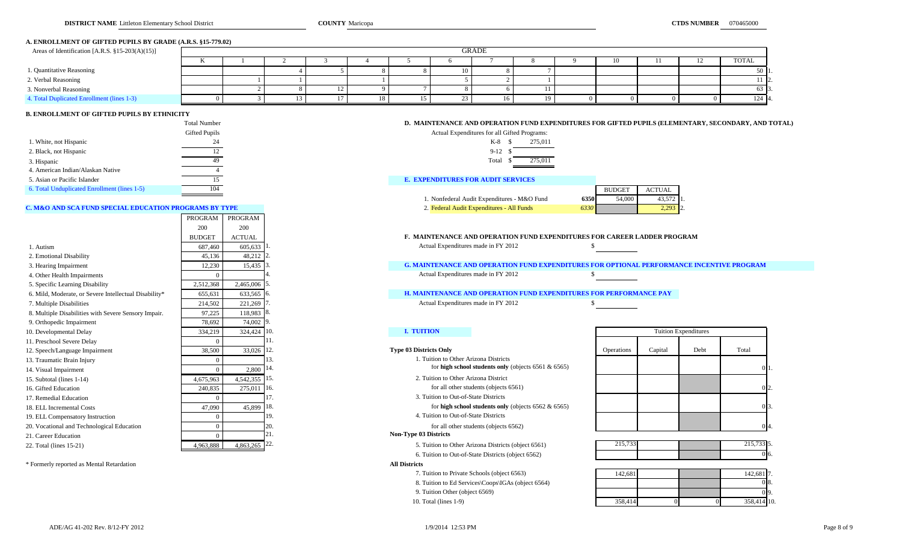**DISTRICT NAME** Littleton Elementary School District **COUNTY** Maricopa **CTDS NUMBER** 070465000

## A. ENROLLMENT OF GIFTED PUPILS BY GRADE (A.R.S. §15-779.02)

| Areas of Identification [A.R.S. §15-203(A)(15)] | K | 1 | 2 | 3 | 4 | 5 | 6 | 7 | 8 | 9 | 10 | 11 | 12 | TOTAL | |
|---|---|---|---|---|---|---|---|---|---|---|---|---|---|---|---|
| 1. Quantitative Reasoning | | | 4 | 5 | 8 | 8 | 10 | 8 | 7 | | | | | 50 | 1. |
| 2. Verbal Reasoning | | 1 | 1 | | 1 | | 5 | 2 | 1 | | | | | 11 | 2. |
| 3. Nonverbal Reasoning | | 2 | 8 | 12 | 9 | 7 | 8 | 6 | 11 | | | | | 63 | 3. |
| 4. Total Duplicated Enrollment (lines 1-3) | 0 | 3 | 13 | 17 | 18 | 15 | 23 | 16 | 19 | 0 | 0 | 0 | 0 | 124 | 4. |

## B. ENROLLMENT OF GIFTED PUPILS BY ETHNICITY

| | Total Number Gifted Pupils |
|---|---|
| 1. White, not Hispanic | 24 |
| 2. Black, not Hispanic | 12 |
| 3. Hispanic | 49 |
| 4. American Indian/Alaskan Native | 4 |
| 5. Asian or Pacific Islander | 15 |
| 6. Total Unduplicated Enrollment (lines 1-5) | 104 |

## C. M&O AND SCA FUND SPECIAL EDUCATION PROGRAMS BY TYPE

| | PROGRAM 200 BUDGET | PROGRAM 200 ACTUAL | |
|---|---|---|---|
| 1. Autism | 687,460 | 605,633 | 1. |
| 2. Emotional Disability | 45,136 | 48,212 | 2. |
| 3. Hearing Impairment | 12,230 | 15,435 | 3. |
| 4. Other Health Impairments | 0 | | 4. |
| 5. Specific Learning Disability | 2,512,368 | 2,465,006 | 5. |
| 6. Mild, Moderate, or Severe Intellectual Disability* | 655,631 | 633,565 | 6. |
| 7. Multiple Disabilities | 214,502 | 221,269 | 7. |
| 8. Multiple Disabilities with Severe Sensory Impair. | 97,225 | 118,983 | 8. |
| 9. Orthopedic Impairment | 78,692 | 74,002 | 9. |
| 10. Developmental Delay | 334,219 | 324,424 | 10. |
| 11. Preschool Severe Delay | 0 | | 11. |
| 12. Speech/Language Impairment | 38,500 | 33,026 | 12. |
| 13. Traumatic Brain Injury | 0 | | 13. |
| 14. Visual Impairment | 0 | 2,800 | 14. |
| 15. Subtotal (lines 1-14) | 4,675,963 | 4,542,355 | 15. |
| 16. Gifted Education | 240,835 | 275,011 | 16. |
| 17. Remedial Education | 0 | | 17. |
| 18. ELL Incremental Costs | 47,090 | 45,899 | 18. |
| 19. ELL Compensatory Instruction | 0 | | 19. |
| 20. Vocational and Technological Education | 0 | | 20. |
| 21. Career Education | 0 | | 21. |
| 22. Total (lines 15-21) | 4,963,888 | 4,863,265 | 22. |

\* Formerly reported as Mental Retardation

## D. MAINTENANCE AND OPERATION FUND EXPENDITURES FOR GIFTED PUPILS (ELEMENTARY, SECONDARY, AND TOTAL)

Actual Expenditures for all Gifted Programs:

| | |
|---|---|
| K-8 | $ 275,011 |
| 9-12 | $ |
| Total | $ 275,011 |

## E. EXPENDITURES FOR AUDIT SERVICES

| | | BUDGET | ACTUAL | |
|---|---|---|---|---|
| 1. Nonfederal Audit Expenditures - M&O Fund | 6350 | 54,000 | 43,572 | 1. |
| 2. Federal Audit Expenditures - All Funds | 6330 | | 2,293 | 2. |

## F. MAINTENANCE AND OPERATION FUND EXPENDITURES FOR CAREER LADDER PROGRAM

Actual Expenditures made in FY 2012 $

## G. MAINTENANCE AND OPERATION FUND EXPENDITURES FOR OPTIONAL PERFORMANCE INCENTIVE PROGRAM

Actual Expenditures made in FY 2012 $

## H. MAINTENANCE AND OPERATION FUND EXPENDITURES FOR PERFORMANCE PAY

Actual Expenditures made in FY 2012 $

## I. TUITION

| | Operations | Capital | Debt | Total | |
|---|---|---|---|---|---|
| **Type 03 Districts Only** | | | | | |
| 1. Tuition to Other Arizona Districts for **high school students only** (objects 6561 & 6565) | | | | 0 | 1. |
| 2. Tuition to Other Arizona District for all other students (objects 6561) | | | | 0 | 2. |
| 3. Tuition to Out-of-State Districts for **high school students only** (objects 6562 & 6565) | | | | 0 | 3. |
| 4. Tuition to Out-of-State Districts for all other students (objects 6562) | | | | 0 | 4. |
| **Non-Type 03 Districts** | | | | | |
| 5. Tuition to Other Arizona Districts (object 6561) | 215,733 | | | 215,733 | 5. |
| 6. Tuition to Out-of-State Districts (object 6562) | | | | 0 | 6. |
| **All Districts** | | | | | |
| 7. Tuition to Private Schools (object 6563) | 142,681 | | | 142,681 | 7. |
| 8. Tuition to Ed Services\Coops\IGAs (object 6564) | | | | 0 | 8. |
| 9. Tuition Other (object 6569) | | | | 0 | 9. |
| 10. Total (lines 1-9) | 358,414 | 0 | 0 | 358,414 | 10. |

ADE/AG 41-202 Rev. 8/12-FY 2012 1/9/2014 12:53 PM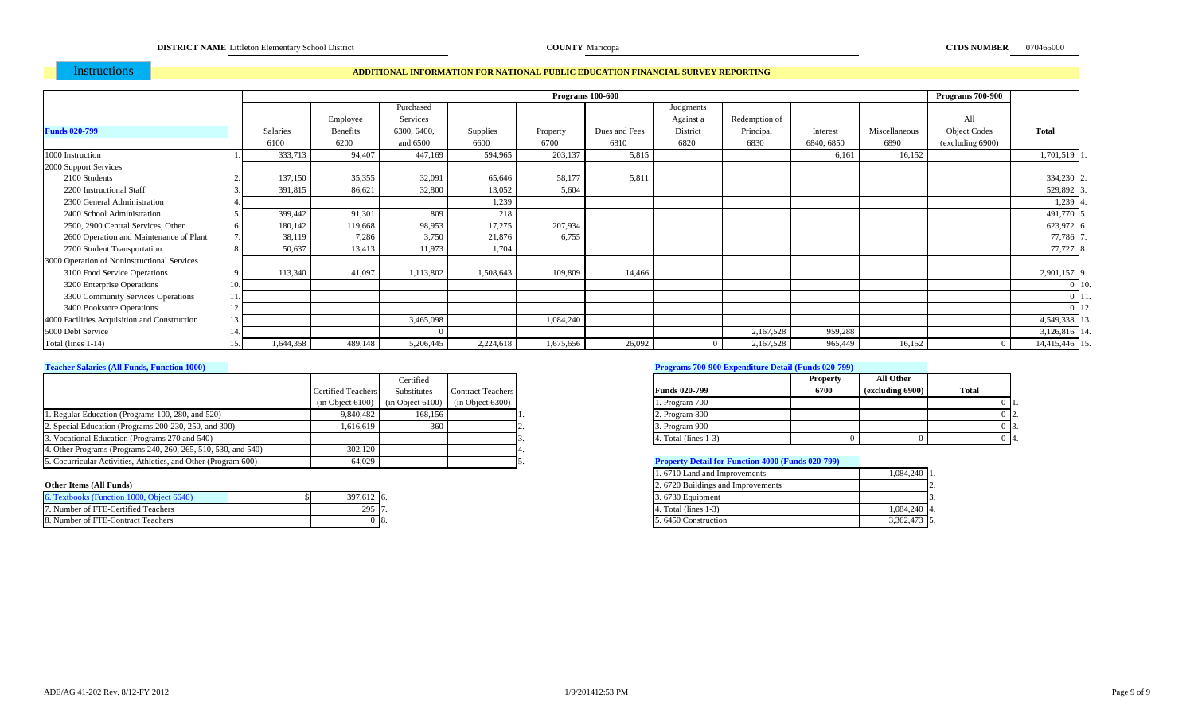**DISTRICT NAME** Littleton Elementary School District **COUNTY** Maricopa **CTDS NUMBER** 070465000

Instructions

## ADDITIONAL INFORMATION FOR NATIONAL PUBLIC EDUCATION FINANCIAL SURVEY REPORTING

| Funds 020-799 | | Programs 100-600 | | | | | | | | | | Programs 700-900 | |
|---|---|---|---|---|---|---|---|---|---|---|---|---|---|
| | | Salaries 6100 | Employee Benefits 6200 | Purchased Services 6300, 6400, and 6500 | Supplies 6600 | Property 6700 | Dues and Fees 6810 | Judgments Against a District 6820 | Redemption of Principal 6830 | Interest 6840, 6850 | Miscellaneous 6890 | All Object Codes (excluding 6900) | Total |
| 1000 Instruction | 1. | 333,713 | 94,407 | 447,169 | 594,965 | 203,137 | 5,815 | | | 6,161 | 16,152 | | 1,701,519 1. |
| 2000 Support Services | | | | | | | | | | | | | |
| 2100 Students | 2. | 137,150 | 35,355 | 32,091 | 65,646 | 58,177 | 5,811 | | | | | | 334,230 2. |
| 2200 Instructional Staff | 3. | 391,815 | 86,621 | 32,800 | 13,052 | 5,604 | | | | | | | 529,892 3. |
| 2300 General Administration | 4. | | | | 1,239 | | | | | | | | 1,239 4. |
| 2400 School Administration | 5. | 399,442 | 91,301 | 809 | 218 | | | | | | | | 491,770 5. |
| 2500, 2900 Central Services, Other | 6. | 180,142 | 119,668 | 98,953 | 17,275 | 207,934 | | | | | | | 623,972 6. |
| 2600 Operation and Maintenance of Plant | 7. | 38,119 | 7,286 | 3,750 | 21,876 | 6,755 | | | | | | | 77,786 7. |
| 2700 Student Transportation | 8. | 50,637 | 13,413 | 11,973 | 1,704 | | | | | | | | 77,727 8. |
| 3000 Operation of Noninstructional Services | | | | | | | | | | | | | |
| 3100 Food Service Operations | 9. | 113,340 | 41,097 | 1,113,802 | 1,508,643 | 109,809 | 14,466 | | | | | | 2,901,157 9. |
| 3200 Enterprise Operations | 10. | | | | | | | | | | | | 0 10. |
| 3300 Community Services Operations | 11. | | | | | | | | | | | | 0 11. |
| 3400 Bookstore Operations | 12. | | | | | | | | | | | | 0 12. |
| 4000 Facilities Acquisition and Construction | 13. | | | 3,465,098 | | 1,084,240 | | | | | | | 4,549,338 13. |
| 5000 Debt Service | 14. | | | 0 | | | | | 2,167,528 | 959,288 | | | 3,126,816 14. |
| Total (lines 1-14) | 15. | 1,644,358 | 489,148 | 5,206,445 | 2,224,618 | 1,675,656 | 26,092 | 0 | 2,167,528 | 965,449 | 16,152 | 0 | 14,415,446 15. |

### Teacher Salaries (All Funds, Function 1000)

| | Certified Teachers (in Object 6100) | Certified Substitutes (in Object 6100) | Contract Teachers (in Object 6300) | |
|---|---|---|---|---|
| 1. Regular Education (Programs 100, 280, and 520) | 9,840,482 | 168,156 | | 1. |
| 2. Special Education (Programs 200-230, 250, and 300) | 1,616,619 | 360 | | 2. |
| 3. Vocational Education (Programs 270 and 540) | | | | 3. |
| 4. Other Programs (Programs 240, 260, 265, 510, 530, and 540) | 302,120 | | | 4. |
| 5. Cocurricular Activities, Athletics, and Other (Program 600) | 64,029 | | | 5. |

### Other Items (All Funds)

| | | |
|---|---|---|
| 6. Textbooks (Function 1000, Object 6640) | $ 397,612 | 6. |
| 7. Number of FTE-Certified Teachers | 295 | 7. |
| 8. Number of FTE-Contract Teachers | 0 | 8. |

### Programs 700-900 Expenditure Detail (Funds 020-799)

| Funds 020-799 | Property 6700 | All Other (excluding 6900) | Total | |
|---|---|---|---|---|
| 1. Program 700 | | | 0 | 1. |
| 2. Program 800 | | | 0 | 2. |
| 3. Program 900 | | | 0 | 3. |
| 4. Total (lines 1-3) | 0 | 0 | 0 | 4. |

### Property Detail for Function 4000 (Funds 020-799)

| | | |
|---|---|---|
| 1. 6710 Land and Improvements | 1,084,240 | 1. |
| 2. 6720 Buildings and Improvements | | 2. |
| 3. 6730 Equipment | | 3. |
| 4. Total (lines 1-3) | 1,084,240 | 4. |
| 5. 6450 Construction | 3,362,473 | 5. |

ADE/AG 41-202 Rev. 8/12-FY 2012 1/9/201412:53 PM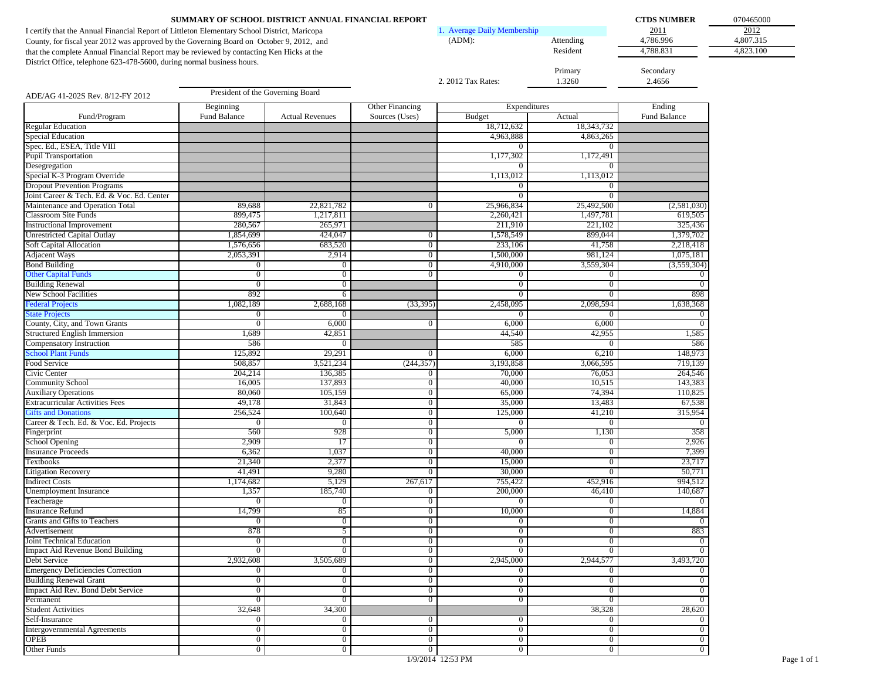## SUMMARY OF SCHOOL DISTRICT ANNUAL FINANCIAL REPORT

I certify that the Annual Financial Report of Littleton Elementary School District, Maricopa County, for fiscal year 2012 was approved by the Governing Board on October 9, 2012, and that the complete Annual Financial Report may be reviewed by contacting Ken Hicks at the District Office, telephone 623-478-5600, during normal business hours.

President of the Governing Board

ADE/AG 41-202S Rev. 8/12-FY 2012

**CTDS NUMBER** 070465000

| 1. Average Daily Membership (ADM): | | 2011 | 2012 |
|---|---|---|---|
| | Attending | 4,786.996 | 4,807.315 |
| | Resident | 4,788.831 | 4,823.100 |

| 2. 2012 Tax Rates: | Primary | Secondary |
|---|---|---|
| | 1.3260 | 2.4656 |

| Fund/Program | Beginning Fund Balance | Actual Revenues | Other Financing Sources (Uses) | Expenditures Budget | Expenditures Actual | Ending Fund Balance |
|---|---|---|---|---|---|---|
| Regular Education | | | | 18,712,632 | 18,343,732 | |
| Special Education | | | | 4,963,888 | 4,863,265 | |
| Spec. Ed., ESEA, Title VIII | | | | 0 | 0 | |
| Pupil Transportation | | | | 1,177,302 | 1,172,491 | |
| Desegregation | | | | 0 | 0 | |
| Special K-3 Program Override | | | | 1,113,012 | 1,113,012 | |
| Dropout Prevention Programs | | | | 0 | 0 | |
| Joint Career & Tech. Ed. & Voc. Ed. Center | | | | 0 | 0 | |
| Maintenance and Operation Total | 89,688 | 22,821,782 | 0 | 25,966,834 | 25,492,500 | (2,581,030) |
| Classroom Site Funds | 899,475 | 1,217,811 | | 2,260,421 | 1,497,781 | 619,505 |
| Instructional Improvement | 280,567 | 265,971 | | 211,910 | 221,102 | 325,436 |
| Unrestricted Capital Outlay | 1,854,699 | 424,047 | 0 | 1,578,549 | 899,044 | 1,379,702 |
| Soft Capital Allocation | 1,576,656 | 683,520 | 0 | 233,106 | 41,758 | 2,218,418 |
| Adjacent Ways | 2,053,391 | 2,914 | 0 | 1,500,000 | 981,124 | 1,075,181 |
| Bond Building | 0 | 0 | 0 | 4,910,000 | 3,559,304 | (3,559,304) |
| Other Capital Funds | 0 | 0 | 0 | 0 | 0 | 0 |
| Building Renewal | 0 | 0 | | 0 | 0 | 0 |
| New School Facilities | 892 | 6 | | 0 | 0 | 898 |
| Federal Projects | 1,082,189 | 2,688,168 | (33,395) | 2,458,095 | 2,098,594 | 1,638,368 |
| State Projects | 0 | 0 | | 0 | 0 | 0 |
| County, City, and Town Grants | 0 | 6,000 | 0 | 6,000 | 6,000 | 0 |
| Structured English Immersion | 1,689 | 42,851 | | 44,540 | 42,955 | 1,585 |
| Compensatory Instruction | 586 | 0 | | 585 | 0 | 586 |
| School Plant Funds | 125,892 | 29,291 | 0 | 6,000 | 6,210 | 148,973 |
| Food Service | 508,857 | 3,521,234 | (244,357) | 3,193,858 | 3,066,595 | 719,139 |
| Civic Center | 204,214 | 136,385 | 0 | 70,000 | 76,053 | 264,546 |
| Community School | 16,005 | 137,893 | 0 | 40,000 | 10,515 | 143,383 |
| Auxiliary Operations | 80,060 | 105,159 | 0 | 65,000 | 74,394 | 110,825 |
| Extracurricular Activities Fees | 49,178 | 31,843 | 0 | 35,000 | 13,483 | 67,538 |
| Gifts and Donations | 256,524 | 100,640 | 0 | 125,000 | 41,210 | 315,954 |
| Career & Tech. Ed. & Voc. Ed. Projects | 0 | 0 | 0 | 0 | 0 | 0 |
| Fingerprint | 560 | 928 | 0 | 5,000 | 1,130 | 358 |
| School Opening | 2,909 | 17 | 0 | 0 | 0 | 2,926 |
| Insurance Proceeds | 6,362 | 1,037 | 0 | 40,000 | 0 | 7,399 |
| Textbooks | 21,340 | 2,377 | 0 | 15,000 | 0 | 23,717 |
| Litigation Recovery | 41,491 | 9,280 | 0 | 30,000 | 0 | 50,771 |
| Indirect Costs | 1,174,682 | 5,129 | 267,617 | 755,422 | 452,916 | 994,512 |
| Unemployment Insurance | 1,357 | 185,740 | 0 | 200,000 | 46,410 | 140,687 |
| Teacherage | 0 | 0 | 0 | 0 | 0 | 0 |
| Insurance Refund | 14,799 | 85 | 0 | 10,000 | 0 | 14,884 |
| Grants and Gifts to Teachers | 0 | 0 | 0 | 0 | 0 | 0 |
| Advertisement | 878 | 5 | 0 | 0 | 0 | 883 |
| Joint Technical Education | 0 | 0 | 0 | 0 | 0 | 0 |
| Impact Aid Revenue Bond Building | 0 | 0 | 0 | 0 | 0 | 0 |
| Debt Service | 2,932,608 | 3,505,689 | 0 | 2,945,000 | 2,944,577 | 3,493,720 |
| Emergency Deficiencies Correction | 0 | 0 | 0 | 0 | 0 | 0 |
| Building Renewal Grant | 0 | 0 | 0 | 0 | 0 | 0 |
| Impact Aid Rev. Bond Debt Service | 0 | 0 | 0 | 0 | 0 | 0 |
| Permanent | 0 | 0 | 0 | 0 | 0 | 0 |
| Student Activities | 32,648 | 34,300 | | | 38,328 | 28,620 |
| Self-Insurance | 0 | 0 | 0 | 0 | 0 | 0 |
| Intergovernmental Agreements | 0 | 0 | 0 | 0 | 0 | 0 |
| OPEB | 0 | 0 | 0 | 0 | 0 | 0 |
| Other Funds | 0 | 0 | 0 | 0 | 0 | 0 |

1/9/2014 12:53 PM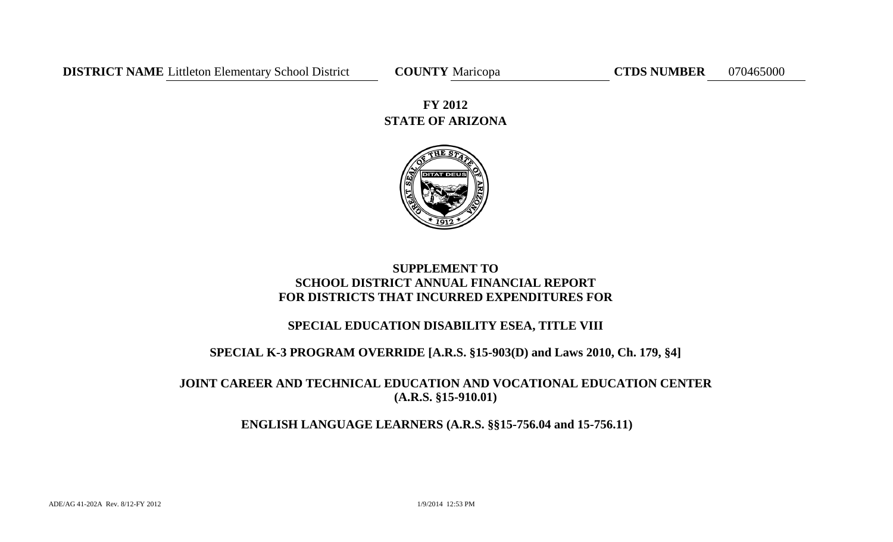**DISTRICT NAME** Littleton Elementary School District **COUNTY** Maricopa **CTDS NUMBER** 070465000

# FY 2012
# STATE OF ARIZONA

## SUPPLEMENT TO SCHOOL DISTRICT ANNUAL FINANCIAL REPORT FOR DISTRICTS THAT INCURRED EXPENDITURES FOR

### SPECIAL EDUCATION DISABILITY ESEA, TITLE VIII

### SPECIAL K-3 PROGRAM OVERRIDE [A.R.S. §15-903(D) and Laws 2010, Ch. 179, §4]

### JOINT CAREER AND TECHNICAL EDUCATION AND VOCATIONAL EDUCATION CENTER (A.R.S. §15-910.01)

### ENGLISH LANGUAGE LEARNERS (A.R.S. §§15-756.04 and 15-756.11)

ADE/AG 41-202A Rev. 8/12-FY 2012 1/9/2014 12:53 PM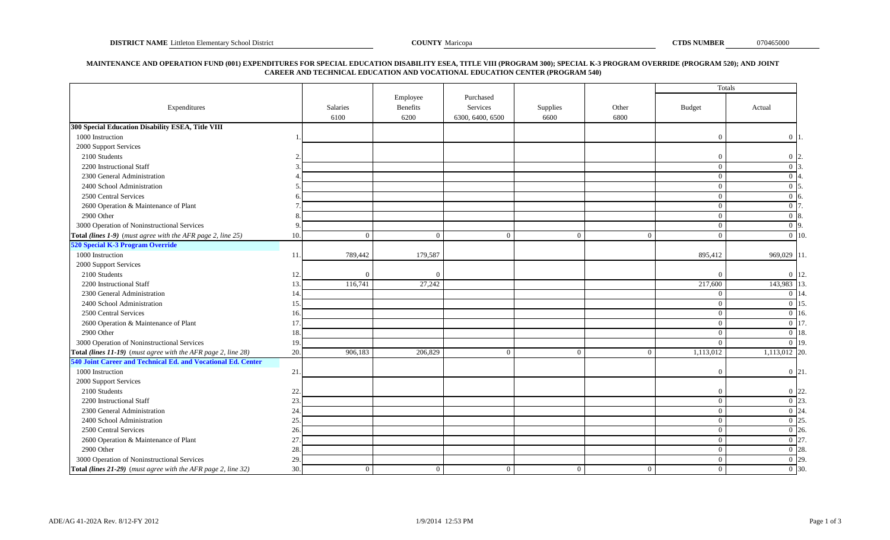**DISTRICT NAME** Littleton Elementary School District **COUNTY** Maricopa **CTDS NUMBER** 070465000

## MAINTENANCE AND OPERATION FUND (001) EXPENDITURES FOR SPECIAL EDUCATION DISABILITY ESEA, TITLE VIII (PROGRAM 300); SPECIAL K-3 PROGRAM OVERRIDE (PROGRAM 520); AND JOINT CAREER AND TECHNICAL EDUCATION AND VOCATIONAL EDUCATION CENTER (PROGRAM 540)

| Expenditures | | Salaries 6100 | Employee Benefits 6200 | Purchased Services 6300, 6400, 6500 | Supplies 6600 | Other 6800 | Totals Budget | Totals Actual | |
|---|---|---|---|---|---|---|---|---|---|
| **300 Special Education Disability ESEA, Title VIII** | | | | | | | | | |
| 1000 Instruction | 1. | | | | | | 0 | 0 | 1. |
| 2000 Support Services | | | | | | | | | |
| 2100 Students | 2. | | | | | | 0 | 0 | 2. |
| 2200 Instructional Staff | 3. | | | | | | 0 | 0 | 3. |
| 2300 General Administration | 4. | | | | | | 0 | 0 | 4. |
| 2400 School Administration | 5. | | | | | | 0 | 0 | 5. |
| 2500 Central Services | 6. | | | | | | 0 | 0 | 6. |
| 2600 Operation & Maintenance of Plant | 7. | | | | | | 0 | 0 | 7. |
| 2900 Other | 8. | | | | | | 0 | 0 | 8. |
| 3000 Operation of Noninstructional Services | 9. | | | | | | 0 | 0 | 9. |
| **Total *(lines 1-9)*** *(must agree with the AFR page 2, line 25)* | 10. | 0 | 0 | 0 | 0 | 0 | 0 | 0 | 10. |
| **520 Special K-3 Program Override** | | | | | | | | | |
| 1000 Instruction | 11. | 789,442 | 179,587 | | | | 895,412 | 969,029 | 11. |
| 2000 Support Services | | | | | | | | | |
| 2100 Students | 12. | 0 | 0 | | | | 0 | 0 | 12. |
| 2200 Instructional Staff | 13. | 116,741 | 27,242 | | | | 217,600 | 143,983 | 13. |
| 2300 General Administration | 14. | | | | | | 0 | 0 | 14. |
| 2400 School Administration | 15. | | | | | | 0 | 0 | 15. |
| 2500 Central Services | 16. | | | | | | 0 | 0 | 16. |
| 2600 Operation & Maintenance of Plant | 17. | | | | | | 0 | 0 | 17. |
| 2900 Other | 18. | | | | | | 0 | 0 | 18. |
| 3000 Operation of Noninstructional Services | 19. | | | | | | 0 | 0 | 19. |
| **Total *(lines 11-19)*** *(must agree with the AFR page 2, line 28)* | 20. | 906,183 | 206,829 | 0 | 0 | 0 | 1,113,012 | 1,113,012 | 20. |
| **540 Joint Career and Technical Ed. and Vocational Ed. Center** | | | | | | | | | |
| 1000 Instruction | 21. | | | | | | 0 | 0 | 21. |
| 2000 Support Services | | | | | | | | | |
| 2100 Students | 22. | | | | | | 0 | 0 | 22. |
| 2200 Instructional Staff | 23. | | | | | | 0 | 0 | 23. |
| 2300 General Administration | 24. | | | | | | 0 | 0 | 24. |
| 2400 School Administration | 25. | | | | | | 0 | 0 | 25. |
| 2500 Central Services | 26. | | | | | | 0 | 0 | 26. |
| 2600 Operation & Maintenance of Plant | 27. | | | | | | 0 | 0 | 27. |
| 2900 Other | 28. | | | | | | 0 | 0 | 28. |
| 3000 Operation of Noninstructional Services | 29. | | | | | | 0 | 0 | 29. |
| **Total *(lines 21-29)*** *(must agree with the AFR page 2, line 32)* | 30. | 0 | 0 | 0 | 0 | 0 | 0 | 0 | 30. |

ADE/AG 41-202A Rev. 8/12-FY 2012 1/9/2014 12:53 PM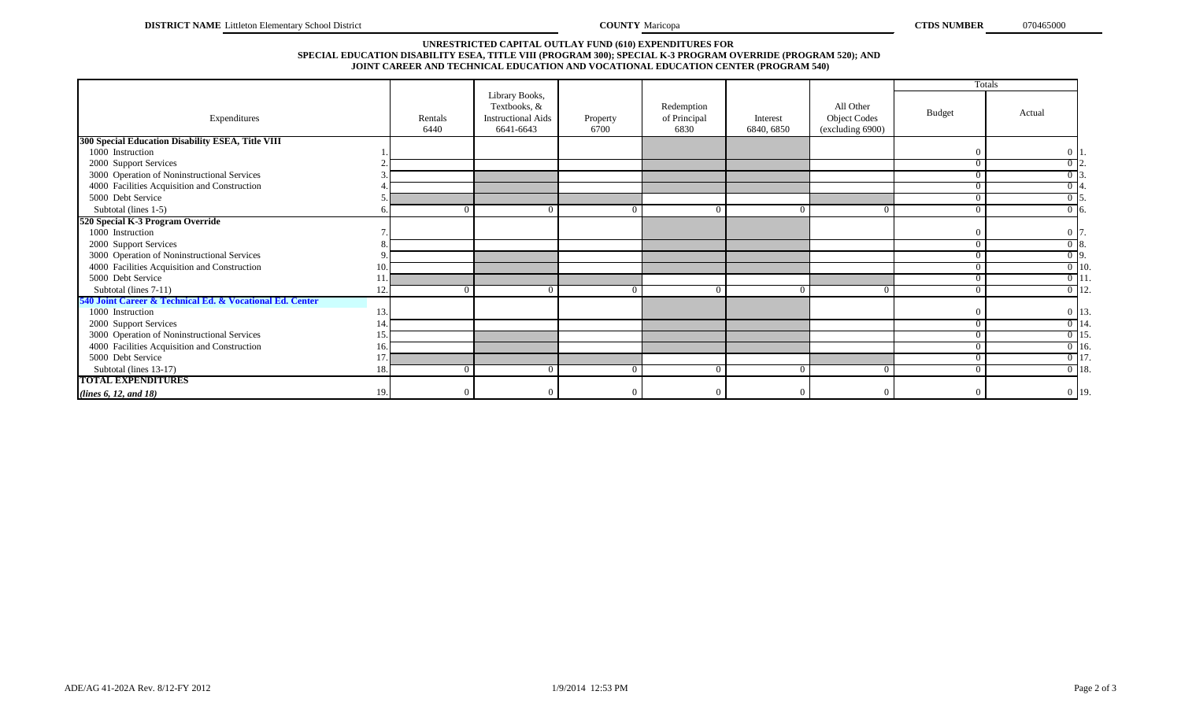**DISTRICT NAME** Littleton Elementary School District **COUNTY** Maricopa **CTDS NUMBER** 070465000

### UNRESTRICTED CAPITAL OUTLAY FUND (610) EXPENDITURES FOR SPECIAL EDUCATION DISABILITY ESEA, TITLE VIII (PROGRAM 300); SPECIAL K-3 PROGRAM OVERRIDE (PROGRAM 520); AND JOINT CAREER AND TECHNICAL EDUCATION AND VOCATIONAL EDUCATION CENTER (PROGRAM 540)

| Expenditures | | Rentals 6440 | Library Books, Textbooks, & Instructional Aids 6641-6643 | Property 6700 | Redemption of Principal 6830 | Interest 6840, 6850 | All Other Object Codes (excluding 6900) | Totals Budget | Totals Actual | |
|---|---|---|---|---|---|---|---|---|---|---|
| **300 Special Education Disability ESEA, Title VIII** | | | | | | | | | | |
| 1000 Instruction | 1. | | | | | | | 0 | 0 | 1. |
| 2000 Support Services | 2. | | | | | | | 0 | 0 | 2. |
| 3000 Operation of Noninstructional Services | 3. | | | | | | | 0 | 0 | 3. |
| 4000 Facilities Acquisition and Construction | 4. | | | | | | | 0 | 0 | 4. |
| 5000 Debt Service | 5. | | | | | | | 0 | 0 | 5. |
| Subtotal (lines 1-5) | 6. | 0 | 0 | 0 | 0 | 0 | 0 | 0 | 0 | 6. |
| **520 Special K-3 Program Override** | | | | | | | | | | |
| 1000 Instruction | 7. | | | | | | | 0 | 0 | 7. |
| 2000 Support Services | 8. | | | | | | | 0 | 0 | 8. |
| 3000 Operation of Noninstructional Services | 9. | | | | | | | 0 | 0 | 9. |
| 4000 Facilities Acquisition and Construction | 10. | | | | | | | 0 | 0 | 10. |
| 5000 Debt Service | 11. | | | | | | | 0 | 0 | 11. |
| Subtotal (lines 7-11) | 12. | 0 | 0 | 0 | 0 | 0 | 0 | 0 | 0 | 12. |
| **540 Joint Career & Technical Ed. & Vocational Ed. Center** | | | | | | | | | | |
| 1000 Instruction | 13. | | | | | | | 0 | 0 | 13. |
| 2000 Support Services | 14. | | | | | | | 0 | 0 | 14. |
| 3000 Operation of Noninstructional Services | 15. | | | | | | | 0 | 0 | 15. |
| 4000 Facilities Acquisition and Construction | 16. | | | | | | | 0 | 0 | 16. |
| 5000 Debt Service | 17. | | | | | | | 0 | 0 | 17. |
| Subtotal (lines 13-17) | 18. | 0 | 0 | 0 | 0 | 0 | 0 | 0 | 0 | 18. |
| **TOTAL EXPENDITURES** ***(lines 6, 12, and 18)*** | 19. | 0 | 0 | 0 | 0 | 0 | 0 | 0 | 0 | 19. |

ADE/AG 41-202A Rev. 8/12-FY 2012 1/9/2014 12:53 PM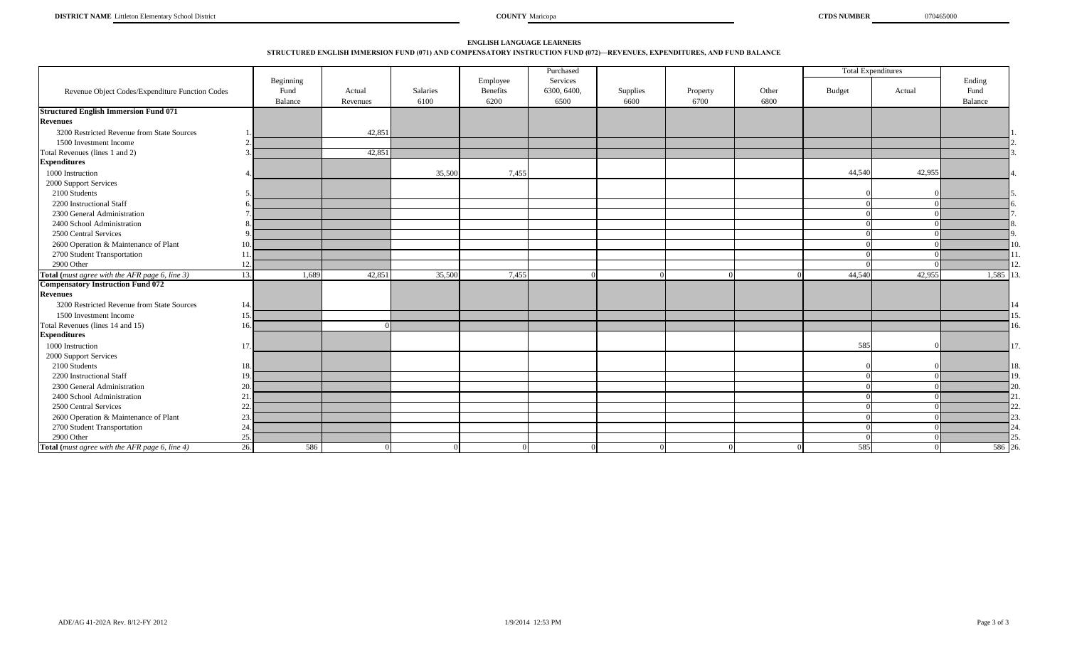**DISTRICT NAME** Littleton Elementary School District **COUNTY** Maricopa **CTDS NUMBER** 070465000

## ENGLISH LANGUAGE LEARNERS

### STRUCTURED ENGLISH IMMERSION FUND (071) AND COMPENSATORY INSTRUCTION FUND (072)—REVENUES, EXPENDITURES, AND FUND BALANCE

| Revenue Object Codes/Expenditure Function Codes | | Beginning Fund Balance | Actual Revenues | Salaries 6100 | Employee Benefits 6200 | Purchased Services 6300, 6400, 6500 | Supplies 6600 | Property 6700 | Other 6800 | Total Expenditures Budget | Total Expenditures Actual | Ending Fund Balance | |
|---|---|---|---|---|---|---|---|---|---|---|---|---|---|
| **Structured English Immersion Fund 071** | | | | | | | | | | | | | |
| **Revenues** | | | | | | | | | | | | | |
| 3200 Restricted Revenue from State Sources | 1. | | 42,851 | | | | | | | | | | 1. |
| 1500 Investment Income | 2. | | | | | | | | | | | | 2. |
| Total Revenues (lines 1 and 2) | 3. | | 42,851 | | | | | | | | | | 3. |
| **Expenditures** | | | | | | | | | | | | | |
| 1000 Instruction | 4. | | | 35,500 | 7,455 | | | | | 44,540 | 42,955 | | 4. |
| 2000 Support Services | | | | | | | | | | | | | |
| 2100 Students | 5. | | | | | | | | | 0 | 0 | | 5. |
| 2200 Instructional Staff | 6. | | | | | | | | | 0 | 0 | | 6. |
| 2300 General Administration | 7. | | | | | | | | | 0 | 0 | | 7. |
| 2400 School Administration | 8. | | | | | | | | | 0 | 0 | | 8. |
| 2500 Central Services | 9. | | | | | | | | | 0 | 0 | | 9. |
| 2600 Operation & Maintenance of Plant | 10. | | | | | | | | | 0 | 0 | | 10. |
| 2700 Student Transportation | 11. | | | | | | | | | 0 | 0 | | 11. |
| 2900 Other | 12. | | | | | | | | | 0 | 0 | | 12. |
| **Total** (*must agree with the AFR page 6, line 3*) | 13. | 1,689 | 42,851 | 35,500 | 7,455 | 0 | 0 | 0 | 0 | 44,540 | 42,955 | 1,585 | 13. |
| **Compensatory Instruction Fund 072** | | | | | | | | | | | | | |
| **Revenues** | | | | | | | | | | | | | |
| 3200 Restricted Revenue from State Sources | 14. | | | | | | | | | | | | 14 |
| 1500 Investment Income | 15. | | | | | | | | | | | | 15. |
| Total Revenues (lines 14 and 15) | 16. | | 0 | | | | | | | | | | 16. |
| **Expenditures** | | | | | | | | | | | | | |
| 1000 Instruction | 17. | | | | | | | | | 585 | 0 | | 17. |
| 2000 Support Services | | | | | | | | | | | | | |
| 2100 Students | 18. | | | | | | | | | 0 | 0 | | 18. |
| 2200 Instructional Staff | 19. | | | | | | | | | 0 | 0 | | 19. |
| 2300 General Administration | 20. | | | | | | | | | 0 | 0 | | 20. |
| 2400 School Administration | 21. | | | | | | | | | 0 | 0 | | 21. |
| 2500 Central Services | 22. | | | | | | | | | 0 | 0 | | 22. |
| 2600 Operation & Maintenance of Plant | 23. | | | | | | | | | 0 | 0 | | 23. |
| 2700 Student Transportation | 24. | | | | | | | | | 0 | 0 | | 24. |
| 2900 Other | 25. | | | | | | | | | 0 | 0 | | 25. |
| **Total** (*must agree with the AFR page 6, line 4*) | 26. | 586 | 0 | 0 | 0 | 0 | 0 | 0 | 0 | 585 | 0 | 586 | 26. |

ADE/AG 41-202A Rev. 8/12-FY 2012 1/9/2014 12:53 PM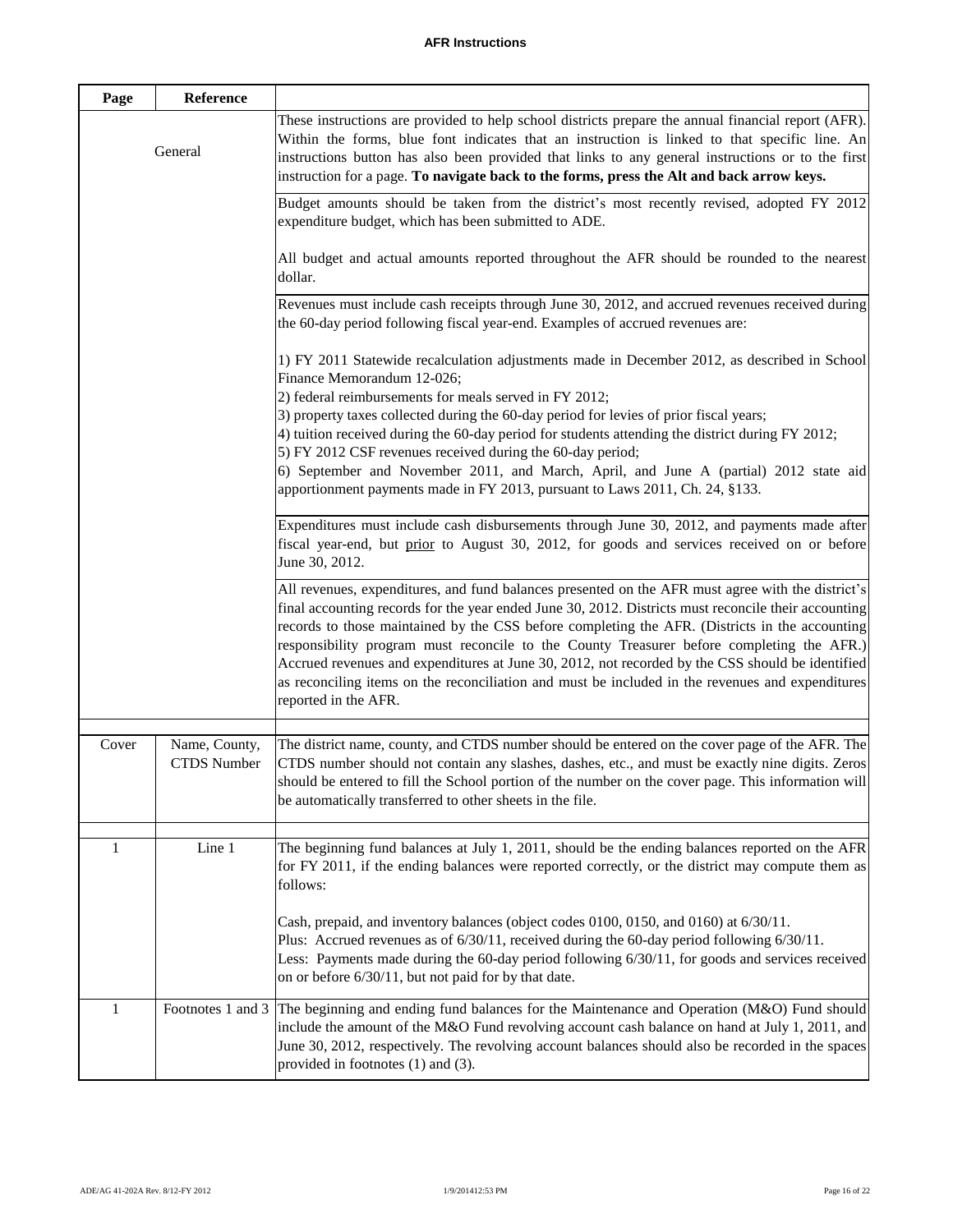# AFR Instructions

| Page | Reference | |
|---|---|---|
| General | | These instructions are provided to help school districts prepare the annual financial report (AFR). Within the forms, blue font indicates that an instruction is linked to that specific line. An instructions button has also been provided that links to any general instructions or to the first instruction for a page. **To navigate back to the forms, press the Alt and back arrow keys.** |
| | | Budget amounts should be taken from the district's most recently revised, adopted FY 2012 expenditure budget, which has been submitted to ADE.<br><br>All budget and actual amounts reported throughout the AFR should be rounded to the nearest dollar. |
| | | Revenues must include cash receipts through June 30, 2012, and accrued revenues received during the 60-day period following fiscal year-end. Examples of accrued revenues are:<br><br>1) FY 2011 Statewide recalculation adjustments made in December 2012, as described in School Finance Memorandum 12-026;<br>2) federal reimbursements for meals served in FY 2012;<br>3) property taxes collected during the 60-day period for levies of prior fiscal years;<br>4) tuition received during the 60-day period for students attending the district during FY 2012;<br>5) FY 2012 CSF revenues received during the 60-day period;<br>6) September and November 2011, and March, April, and June A (partial) 2012 state aid apportionment payments made in FY 2013, pursuant to Laws 2011, Ch. 24, §133. |
| | | Expenditures must include cash disbursements through June 30, 2012, and payments made after fiscal year-end, but prior to August 30, 2012, for goods and services received on or before June 30, 2012. |
| | | All revenues, expenditures, and fund balances presented on the AFR must agree with the district's final accounting records for the year ended June 30, 2012. Districts must reconcile their accounting records to those maintained by the CSS before completing the AFR. (Districts in the accounting responsibility program must reconcile to the County Treasurer before completing the AFR.) Accrued revenues and expenditures at June 30, 2012, not recorded by the CSS should be identified as reconciling items on the reconciliation and must be included in the revenues and expenditures reported in the AFR. |
| Cover | Name, County, CTDS Number | The district name, county, and CTDS number should be entered on the cover page of the AFR. The CTDS number should not contain any slashes, dashes, etc., and must be exactly nine digits. Zeros should be entered to fill the School portion of the number on the cover page. This information will be automatically transferred to other sheets in the file. |
| 1 | Line 1 | The beginning fund balances at July 1, 2011, should be the ending balances reported on the AFR for FY 2011, if the ending balances were reported correctly, or the district may compute them as follows:<br><br>Cash, prepaid, and inventory balances (object codes 0100, 0150, and 0160) at 6/30/11.<br>Plus: Accrued revenues as of 6/30/11, received during the 60-day period following 6/30/11.<br>Less: Payments made during the 60-day period following 6/30/11, for goods and services received on or before 6/30/11, but not paid for by that date. |
| 1 | Footnotes 1 and 3 | The beginning and ending fund balances for the Maintenance and Operation (M&O) Fund should include the amount of the M&O Fund revolving account cash balance on hand at July 1, 2011, and June 30, 2012, respectively. The revolving account balances should also be recorded in the spaces provided in footnotes (1) and (3). |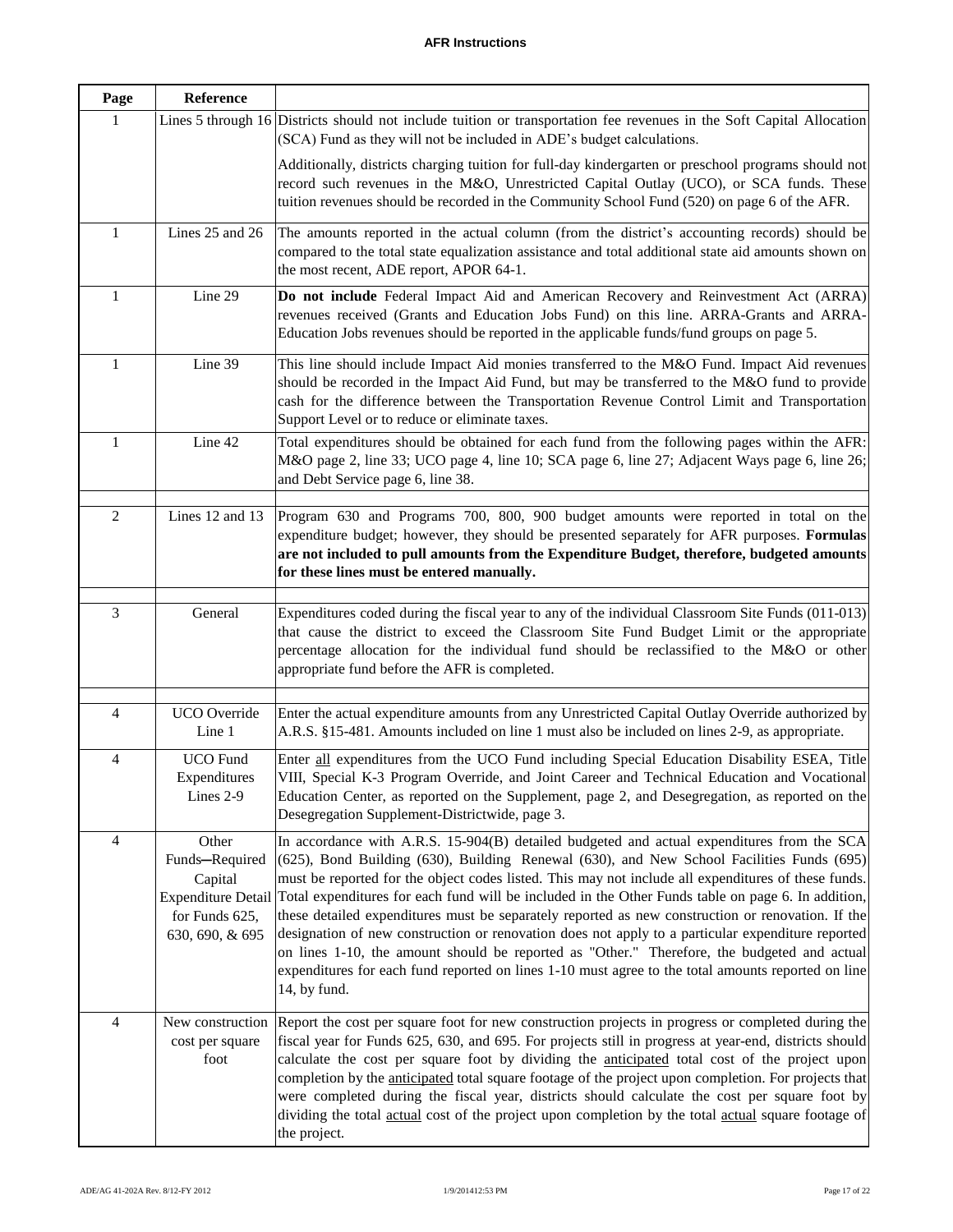**AFR Instructions**

| Page | Reference | |
|---|---|---|
| 1 | Lines 5 through 16 | Districts should not include tuition or transportation fee revenues in the Soft Capital Allocation (SCA) Fund as they will not be included in ADE's budget calculations.<br><br>Additionally, districts charging tuition for full-day kindergarten or preschool programs should not record such revenues in the M&O, Unrestricted Capital Outlay (UCO), or SCA funds. These tuition revenues should be recorded in the Community School Fund (520) on page 6 of the AFR. |
| 1 | Lines 25 and 26 | The amounts reported in the actual column (from the district's accounting records) should be compared to the total state equalization assistance and total additional state aid amounts shown on the most recent, ADE report, APOR 64-1. |
| 1 | Line 29 | **Do not include** Federal Impact Aid and American Recovery and Reinvestment Act (ARRA) revenues received (Grants and Education Jobs Fund) on this line. ARRA-Grants and ARRA-Education Jobs revenues should be reported in the applicable funds/fund groups on page 5. |
| 1 | Line 39 | This line should include Impact Aid monies transferred to the M&O Fund. Impact Aid revenues should be recorded in the Impact Aid Fund, but may be transferred to the M&O fund to provide cash for the difference between the Transportation Revenue Control Limit and Transportation Support Level or to reduce or eliminate taxes. |
| 1 | Line 42 | Total expenditures should be obtained for each fund from the following pages within the AFR: M&O page 2, line 33; UCO page 4, line 10; SCA page 6, line 27; Adjacent Ways page 6, line 26; and Debt Service page 6, line 38. |
| | | |
| 2 | Lines 12 and 13 | Program 630 and Programs 700, 800, 900 budget amounts were reported in total on the expenditure budget; however, they should be presented separately for AFR purposes. **Formulas are not included to pull amounts from the Expenditure Budget, therefore, budgeted amounts for these lines must be entered manually.** |
| | | |
| 3 | General | Expenditures coded during the fiscal year to any of the individual Classroom Site Funds (011-013) that cause the district to exceed the Classroom Site Fund Budget Limit or the appropriate percentage allocation for the individual fund should be reclassified to the M&O or other appropriate fund before the AFR is completed. |
| | | |
| 4 | UCO Override Line 1 | Enter the actual expenditure amounts from any Unrestricted Capital Outlay Override authorized by A.R.S. §15-481. Amounts included on line 1 must also be included on lines 2-9, as appropriate. |
| 4 | UCO Fund Expenditures Lines 2-9 | Enter <u>all</u> expenditures from the UCO Fund including Special Education Disability ESEA, Title VIII, Special K-3 Program Override, and Joint Career and Technical Education and Vocational Education Center, as reported on the Supplement, page 2, and Desegregation, as reported on the Desegregation Supplement-Districtwide, page 3. |
| 4 | Other Funds—Required Capital Expenditure Detail for Funds 625, 630, 690, & 695 | In accordance with A.R.S. 15-904(B) detailed budgeted and actual expenditures from the SCA (625), Bond Building (630), Building Renewal (630), and New School Facilities Funds (695) must be reported for the object codes listed. This may not include all expenditures of these funds. Total expenditures for each fund will be included in the Other Funds table on page 6. In addition, these detailed expenditures must be separately reported as new construction or renovation. If the designation of new construction or renovation does not apply to a particular expenditure reported on lines 1-10, the amount should be reported as "Other." Therefore, the budgeted and actual expenditures for each fund reported on lines 1-10 must agree to the total amounts reported on line 14, by fund. |
| 4 | New construction cost per square foot | Report the cost per square foot for new construction projects in progress or completed during the fiscal year for Funds 625, 630, and 695. For projects still in progress at year-end, districts should calculate the cost per square foot by dividing the <u>anticipated</u> total cost of the project upon completion by the <u>anticipated</u> total square footage of the project upon completion. For projects that were completed during the fiscal year, districts should calculate the cost per square foot by dividing the total <u>actual</u> cost of the project upon completion by the total <u>actual</u> square footage of the project. |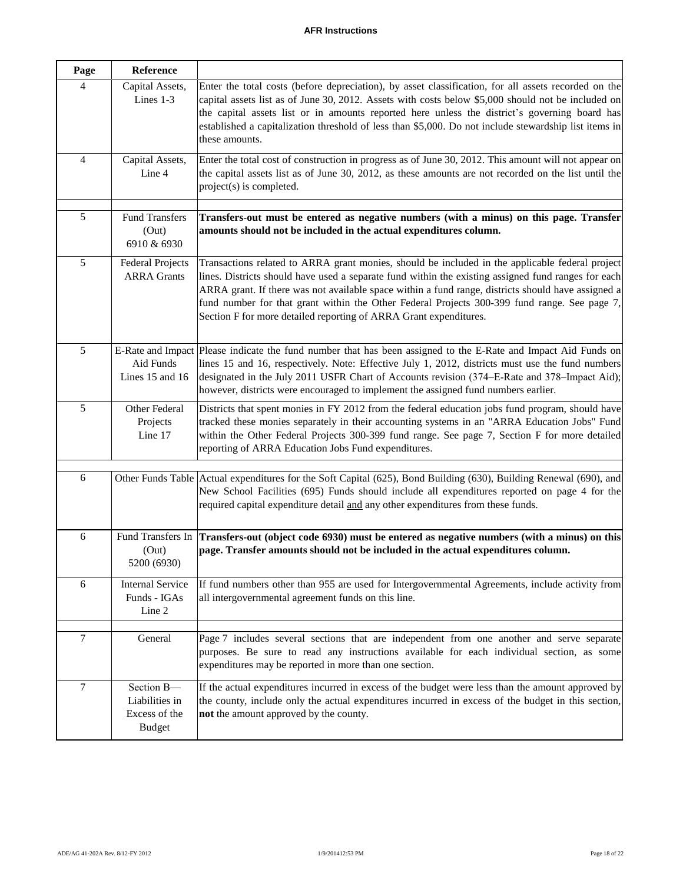# AFR Instructions

| Page | Reference | |
|---|---|---|
| 4 | Capital Assets, Lines 1-3 | Enter the total costs (before depreciation), by asset classification, for all assets recorded on the capital assets list as of June 30, 2012. Assets with costs below $5,000 should not be included on the capital assets list or in amounts reported here unless the district's governing board has established a capitalization threshold of less than $5,000. Do not include stewardship list items in these amounts. |
| 4 | Capital Assets, Line 4 | Enter the total cost of construction in progress as of June 30, 2012. This amount will not appear on the capital assets list as of June 30, 2012, as these amounts are not recorded on the list until the project(s) is completed. |
| | | |
| 5 | Fund Transfers (Out) 6910 & 6930 | **Transfers-out must be entered as negative numbers (with a minus) on this page. Transfer amounts should not be included in the actual expenditures column.** |
| 5 | Federal Projects ARRA Grants | Transactions related to ARRA grant monies, should be included in the applicable federal project lines. Districts should have used a separate fund within the existing assigned fund ranges for each ARRA grant. If there was not available space within a fund range, districts should have assigned a fund number for that grant within the Other Federal Projects 300-399 fund range. See page 7, Section F for more detailed reporting of ARRA Grant expenditures. |
| 5 | E-Rate and Impact Aid Funds Lines 15 and 16 | Please indicate the fund number that has been assigned to the E-Rate and Impact Aid Funds on lines 15 and 16, respectively. Note: Effective July 1, 2012, districts must use the fund numbers designated in the July 2011 USFR Chart of Accounts revision (374–E-Rate and 378–Impact Aid); however, districts were encouraged to implement the assigned fund numbers earlier. |
| 5 | Other Federal Projects Line 17 | Districts that spent monies in FY 2012 from the federal education jobs fund program, should have tracked these monies separately in their accounting systems in an "ARRA Education Jobs" Fund within the Other Federal Projects 300-399 fund range. See page 7, Section F for more detailed reporting of ARRA Education Jobs Fund expenditures. |
| | | |
| 6 | Other Funds Table | Actual expenditures for the Soft Capital (625), Bond Building (630), Building Renewal (690), and New School Facilities (695) Funds should include all expenditures reported on page 4 for the required capital expenditure detail <u>and</u> any other expenditures from these funds. |
| 6 | Fund Transfers In (Out) 5200 (6930) | **Transfers-out (object code 6930) must be entered as negative numbers (with a minus) on this page. Transfer amounts should not be included in the actual expenditures column.** |
| 6 | Internal Service Funds - IGAs Line 2 | If fund numbers other than 955 are used for Intergovernmental Agreements, include activity from all intergovernmental agreement funds on this line. |
| | | |
| 7 | General | Page 7 includes several sections that are independent from one another and serve separate purposes. Be sure to read any instructions available for each individual section, as some expenditures may be reported in more than one section. |
| 7 | Section B—Liabilities in Excess of the Budget | If the actual expenditures incurred in excess of the budget were less than the amount approved by the county, include only the actual expenditures incurred in excess of the budget in this section, **not** the amount approved by the county. |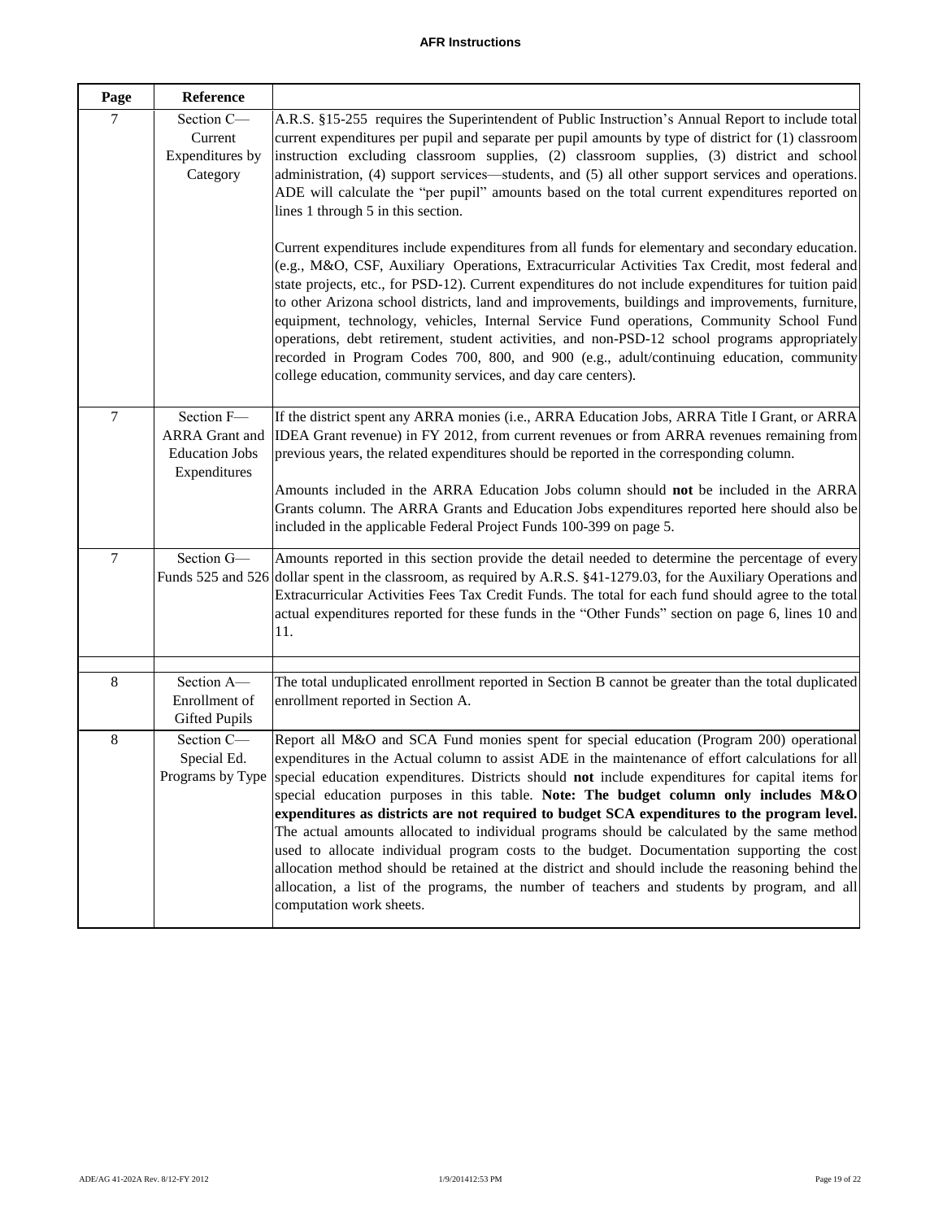**AFR Instructions**

| Page | Reference | |
|---|---|---|
| 7 | Section C—Current Expenditures by Category | A.R.S. §15-255 requires the Superintendent of Public Instruction's Annual Report to include total current expenditures per pupil and separate per pupil amounts by type of district for (1) classroom instruction excluding classroom supplies, (2) classroom supplies, (3) district and school administration, (4) support services—students, and (5) all other support services and operations. ADE will calculate the "per pupil" amounts based on the total current expenditures reported on lines 1 through 5 in this section.<br><br>Current expenditures include expenditures from all funds for elementary and secondary education. (e.g., M&O, CSF, Auxiliary Operations, Extracurricular Activities Tax Credit, most federal and state projects, etc., for PSD-12). Current expenditures do not include expenditures for tuition paid to other Arizona school districts, land and improvements, buildings and improvements, furniture, equipment, technology, vehicles, Internal Service Fund operations, Community School Fund operations, debt retirement, student activities, and non-PSD-12 school programs appropriately recorded in Program Codes 700, 800, and 900 (e.g., adult/continuing education, community college education, community services, and day care centers). |
| 7 | Section F—ARRA Grant and Education Jobs Expenditures | If the district spent any ARRA monies (i.e., ARRA Education Jobs, ARRA Title I Grant, or ARRA IDEA Grant revenue) in FY 2012, from current revenues or from ARRA revenues remaining from previous years, the related expenditures should be reported in the corresponding column.<br><br>Amounts included in the ARRA Education Jobs column should **not** be included in the ARRA Grants column. The ARRA Grants and Education Jobs expenditures reported here should also be included in the applicable Federal Project Funds 100-399 on page 5. |
| 7 | Section G—Funds 525 and 526 | Amounts reported in this section provide the detail needed to determine the percentage of every dollar spent in the classroom, as required by A.R.S. §41-1279.03, for the Auxiliary Operations and Extracurricular Activities Fees Tax Credit Funds. The total for each fund should agree to the total actual expenditures reported for these funds in the "Other Funds" section on page 6, lines 10 and 11. |
| | | |
| 8 | Section A—Enrollment of Gifted Pupils | The total unduplicated enrollment reported in Section B cannot be greater than the total duplicated enrollment reported in Section A. |
| 8 | Section C—Special Ed. Programs by Type | Report all M&O and SCA Fund monies spent for special education (Program 200) operational expenditures in the Actual column to assist ADE in the maintenance of effort calculations for all special education expenditures. Districts should **not** include expenditures for capital items for special education purposes in this table. **Note: The budget column only includes M&O expenditures as districts are not required to budget SCA expenditures to the program level.** The actual amounts allocated to individual programs should be calculated by the same method used to allocate individual program costs to the budget. Documentation supporting the cost allocation method should be retained at the district and should include the reasoning behind the allocation, a list of the programs, the number of teachers and students by program, and all computation work sheets. |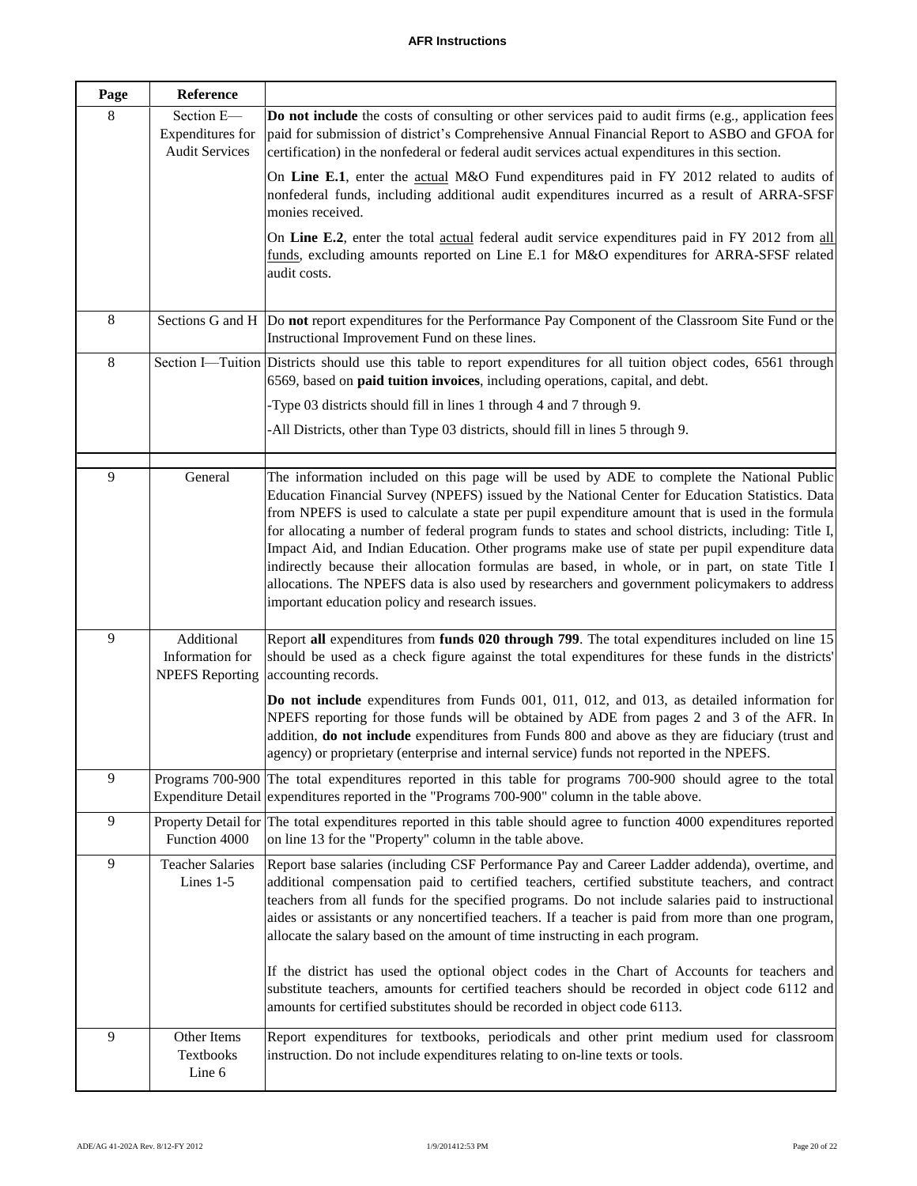| Page | Reference | |
|---|---|---|
| 8 | Section E—Expenditures for Audit Services | **Do not include** the costs of consulting or other services paid to audit firms (e.g., application fees paid for submission of district's Comprehensive Annual Financial Report to ASBO and GFOA for certification) in the nonfederal or federal audit services actual expenditures in this section.<br><br>On **Line E.1**, enter the actual M&O Fund expenditures paid in FY 2012 related to audits of nonfederal funds, including additional audit expenditures incurred as a result of ARRA-SFSF monies received.<br><br>On **Line E.2**, enter the total actual federal audit service expenditures paid in FY 2012 from all funds, excluding amounts reported on Line E.1 for M&O expenditures for ARRA-SFSF related audit costs. |
| 8 | Sections G and H | Do **not** report expenditures for the Performance Pay Component of the Classroom Site Fund or the Instructional Improvement Fund on these lines. |
| 8 | Section I—Tuition | Districts should use this table to report expenditures for all tuition object codes, 6561 through 6569, based on **paid tuition invoices**, including operations, capital, and debt.<br><br>-Type 03 districts should fill in lines 1 through 4 and 7 through 9.<br><br>-All Districts, other than Type 03 districts, should fill in lines 5 through 9. |
| | | |
| 9 | General | The information included on this page will be used by ADE to complete the National Public Education Financial Survey (NPEFS) issued by the National Center for Education Statistics. Data from NPEFS is used to calculate a state per pupil expenditure amount that is used in the formula for allocating a number of federal program funds to states and school districts, including: Title I, Impact Aid, and Indian Education. Other programs make use of state per pupil expenditure data indirectly because their allocation formulas are based, in whole, or in part, on state Title I allocations. The NPEFS data is also used by researchers and government policymakers to address important education policy and research issues. |
| 9 | Additional Information for NPEFS Reporting | Report **all** expenditures from **funds 020 through 799**. The total expenditures included on line 15 should be used as a check figure against the total expenditures for these funds in the districts' accounting records.<br><br>**Do not include** expenditures from Funds 001, 011, 012, and 013, as detailed information for NPEFS reporting for those funds will be obtained by ADE from pages 2 and 3 of the AFR. In addition, **do not include** expenditures from Funds 800 and above as they are fiduciary (trust and agency) or proprietary (enterprise and internal service) funds not reported in the NPEFS. |
| 9 | Programs 700-900 Expenditure Detail | The total expenditures reported in this table for programs 700-900 should agree to the total expenditures reported in the "Programs 700-900" column in the table above. |
| 9 | Property Detail for Function 4000 | The total expenditures reported in this table should agree to function 4000 expenditures reported on line 13 for the "Property" column in the table above. |
| 9 | Teacher Salaries Lines 1-5 | Report base salaries (including CSF Performance Pay and Career Ladder addenda), overtime, and additional compensation paid to certified teachers, certified substitute teachers, and contract teachers from all funds for the specified programs. Do not include salaries paid to instructional aides or assistants or any noncertified teachers. If a teacher is paid from more than one program, allocate the salary based on the amount of time instructing in each program.<br><br>If the district has used the optional object codes in the Chart of Accounts for teachers and substitute teachers, amounts for certified teachers should be recorded in object code 6112 and amounts for certified substitutes should be recorded in object code 6113. |
| 9 | Other Items Textbooks Line 6 | Report expenditures for textbooks, periodicals and other print medium used for classroom instruction. Do not include expenditures relating to on-line texts or tools. |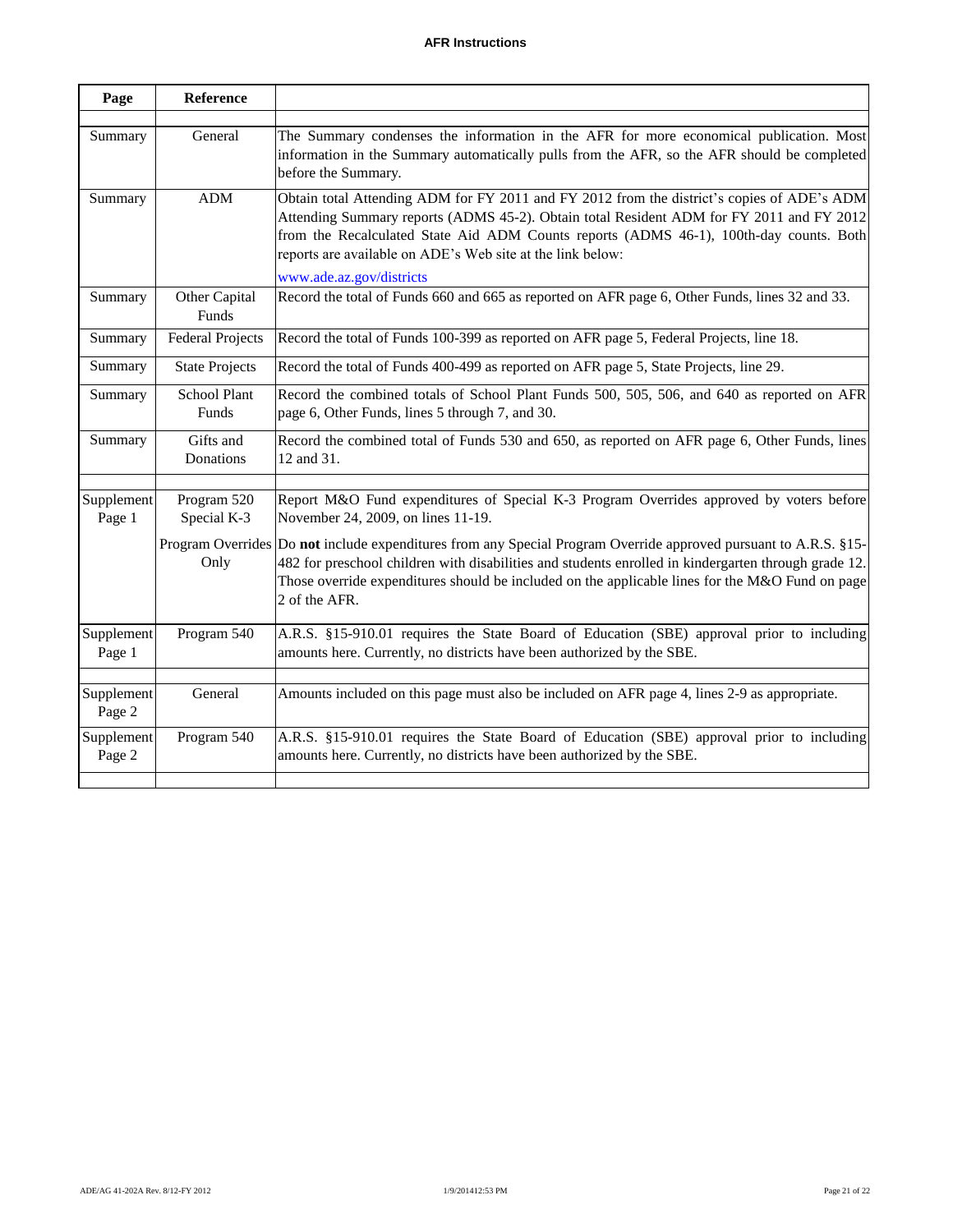**AFR Instructions**

| Page | Reference | |
|---|---|---|
| Summary | General | The Summary condenses the information in the AFR for more economical publication. Most information in the Summary automatically pulls from the AFR, so the AFR should be completed before the Summary. |
| Summary | ADM | Obtain total Attending ADM for FY 2011 and FY 2012 from the district's copies of ADE's ADM Attending Summary reports (ADMS 45-2). Obtain total Resident ADM for FY 2011 and FY 2012 from the Recalculated State Aid ADM Counts reports (ADMS 46-1), 100th-day counts. Both reports are available on ADE's Web site at the link below: www.ade.az.gov/districts |
| Summary | Other Capital Funds | Record the total of Funds 660 and 665 as reported on AFR page 6, Other Funds, lines 32 and 33. |
| Summary | Federal Projects | Record the total of Funds 100-399 as reported on AFR page 5, Federal Projects, line 18. |
| Summary | State Projects | Record the total of Funds 400-499 as reported on AFR page 5, State Projects, line 29. |
| Summary | School Plant Funds | Record the combined totals of School Plant Funds 500, 505, 506, and 640 as reported on AFR page 6, Other Funds, lines 5 through 7, and 30. |
| Summary | Gifts and Donations | Record the combined total of Funds 530 and 650, as reported on AFR page 6, Other Funds, lines 12 and 31. |
| | | |
| Supplement Page 1 | Program 520 Special K-3 Program Overrides Only | Report M&O Fund expenditures of Special K-3 Program Overrides approved by voters before November 24, 2009, on lines 11-19. Do **not** include expenditures from any Special Program Override approved pursuant to A.R.S. §15-482 for preschool children with disabilities and students enrolled in kindergarten through grade 12. Those override expenditures should be included on the applicable lines for the M&O Fund on page 2 of the AFR. |
| Supplement Page 1 | Program 540 | A.R.S. §15-910.01 requires the State Board of Education (SBE) approval prior to including amounts here. Currently, no districts have been authorized by the SBE. |
| | | |
| Supplement Page 2 | General | Amounts included on this page must also be included on AFR page 4, lines 2-9 as appropriate. |
| Supplement Page 2 | Program 540 | A.R.S. §15-910.01 requires the State Board of Education (SBE) approval prior to including amounts here. Currently, no districts have been authorized by the SBE. |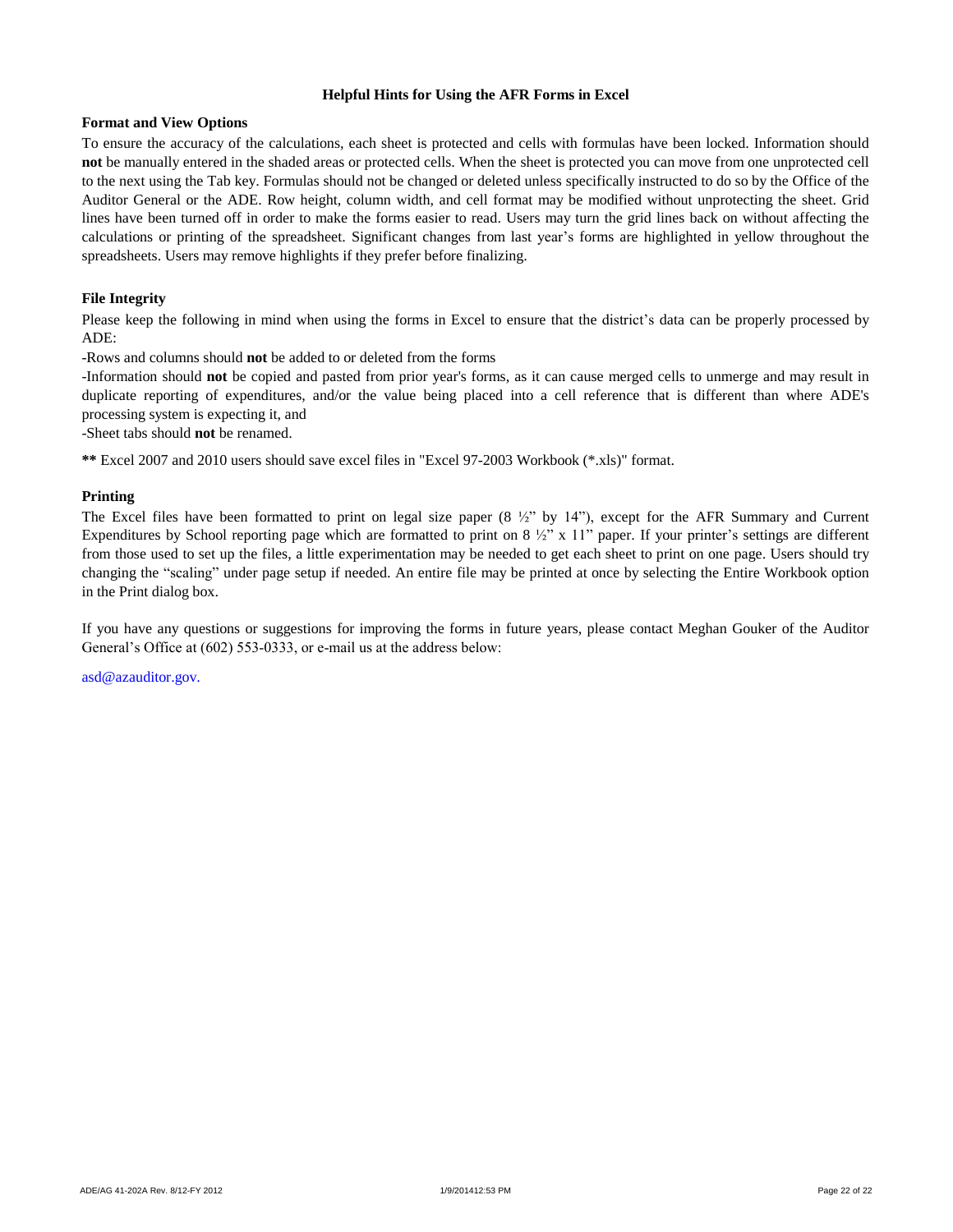# Helpful Hints for Using the AFR Forms in Excel

## Format and View Options

To ensure the accuracy of the calculations, each sheet is protected and cells with formulas have been locked. Information should **not** be manually entered in the shaded areas or protected cells. When the sheet is protected you can move from one unprotected cell to the next using the Tab key. Formulas should not be changed or deleted unless specifically instructed to do so by the Office of the Auditor General or the ADE. Row height, column width, and cell format may be modified without unprotecting the sheet. Grid lines have been turned off in order to make the forms easier to read. Users may turn the grid lines back on without affecting the calculations or printing of the spreadsheet. Significant changes from last year's forms are highlighted in yellow throughout the spreadsheets. Users may remove highlights if they prefer before finalizing.

## File Integrity

Please keep the following in mind when using the forms in Excel to ensure that the district's data can be properly processed by ADE:

-Rows and columns should **not** be added to or deleted from the forms

-Information should **not** be copied and pasted from prior year's forms, as it can cause merged cells to unmerge and may result in duplicate reporting of expenditures, and/or the value being placed into a cell reference that is different than where ADE's processing system is expecting it, and

-Sheet tabs should **not** be renamed.

**\*\*** Excel 2007 and 2010 users should save excel files in "Excel 97-2003 Workbook (*.xls)" format.

## Printing

The Excel files have been formatted to print on legal size paper (8 ½" by 14"), except for the AFR Summary and Current Expenditures by School reporting page which are formatted to print on 8 ½" x 11" paper. If your printer's settings are different from those used to set up the files, a little experimentation may be needed to get each sheet to print on one page. Users should try changing the "scaling" under page setup if needed. An entire file may be printed at once by selecting the Entire Workbook option in the Print dialog box.

If you have any questions or suggestions for improving the forms in future years, please contact Meghan Gouker of the Auditor General's Office at (602) 553-0333, or e-mail us at the address below:

asd@azauditor.gov.